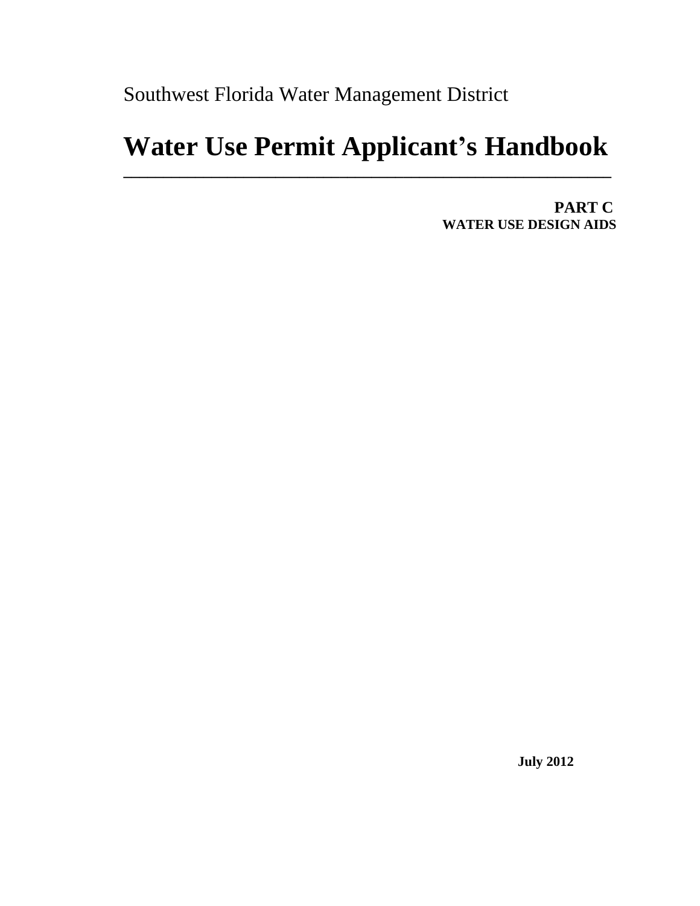Southwest Florida Water Management District

# Water Use Permit Applicant's Handbook

---

**PART C**
**WATER USE DESIGN AIDS**

**July 2012**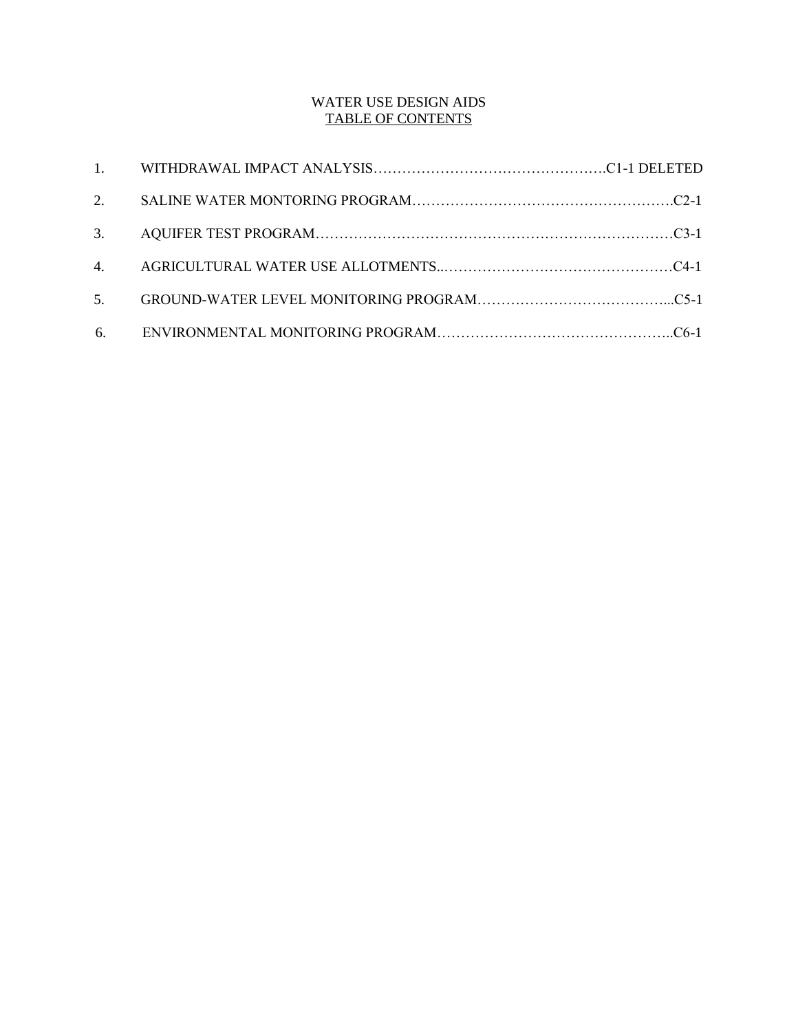# WATER USE DESIGN AIDS

## TABLE OF CONTENTS

1. WITHDRAWAL IMPACT ANALYSIS………………………………………….C1-1 DELETED
2. SALINE WATER MONTORING PROGRAM……………………………………………….C2-1
3. AQUIFER TEST PROGRAM…………………………………………………………………C3-1
4. AGRICULTURAL WATER USE ALLOTMENTS..…………………………………………C4-1
5. GROUND-WATER LEVEL MONITORING PROGRAM…………………………………...C5-1
6. ENVIRONMENTAL MONITORING PROGRAM………………………………………..C6-1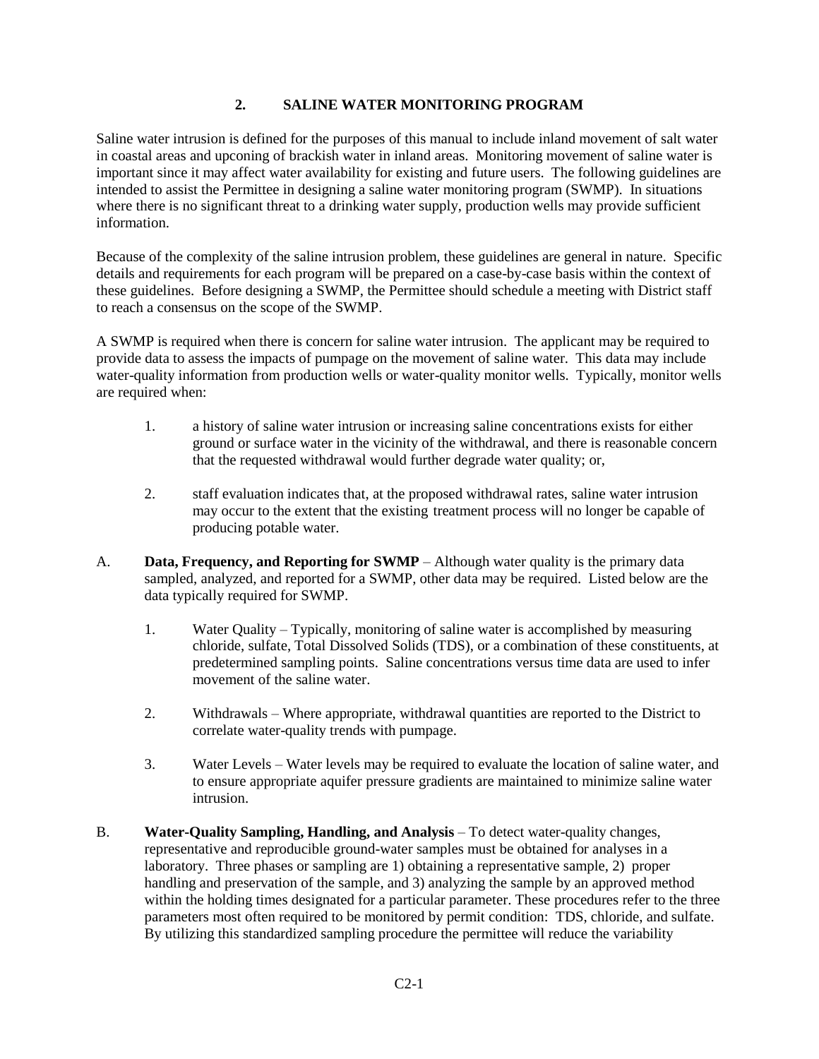## 2. SALINE WATER MONITORING PROGRAM

Saline water intrusion is defined for the purposes of this manual to include inland movement of salt water in coastal areas and upconing of brackish water in inland areas. Monitoring movement of saline water is important since it may affect water availability for existing and future users. The following guidelines are intended to assist the Permittee in designing a saline water monitoring program (SWMP). In situations where there is no significant threat to a drinking water supply, production wells may provide sufficient information.

Because of the complexity of the saline intrusion problem, these guidelines are general in nature. Specific details and requirements for each program will be prepared on a case-by-case basis within the context of these guidelines. Before designing a SWMP, the Permittee should schedule a meeting with District staff to reach a consensus on the scope of the SWMP.

A SWMP is required when there is concern for saline water intrusion. The applicant may be required to provide data to assess the impacts of pumpage on the movement of saline water. This data may include water-quality information from production wells or water-quality monitor wells. Typically, monitor wells are required when:

1. a history of saline water intrusion or increasing saline concentrations exists for either ground or surface water in the vicinity of the withdrawal, and there is reasonable concern that the requested withdrawal would further degrade water quality; or,

2. staff evaluation indicates that, at the proposed withdrawal rates, saline water intrusion may occur to the extent that the existing treatment process will no longer be capable of producing potable water.

A. **Data, Frequency, and Reporting for SWMP** – Although water quality is the primary data sampled, analyzed, and reported for a SWMP, other data may be required. Listed below are the data typically required for SWMP.

   1. Water Quality – Typically, monitoring of saline water is accomplished by measuring chloride, sulfate, Total Dissolved Solids (TDS), or a combination of these constituents, at predetermined sampling points. Saline concentrations versus time data are used to infer movement of the saline water.

   2. Withdrawals – Where appropriate, withdrawal quantities are reported to the District to correlate water-quality trends with pumpage.

   3. Water Levels – Water levels may be required to evaluate the location of saline water, and to ensure appropriate aquifer pressure gradients are maintained to minimize saline water intrusion.

B. **Water-Quality Sampling, Handling, and Analysis** – To detect water-quality changes, representative and reproducible ground-water samples must be obtained for analyses in a laboratory. Three phases or sampling are 1) obtaining a representative sample, 2) proper handling and preservation of the sample, and 3) analyzing the sample by an approved method within the holding times designated for a particular parameter. These procedures refer to the three parameters most often required to be monitored by permit condition: TDS, chloride, and sulfate. By utilizing this standardized sampling procedure the permittee will reduce the variability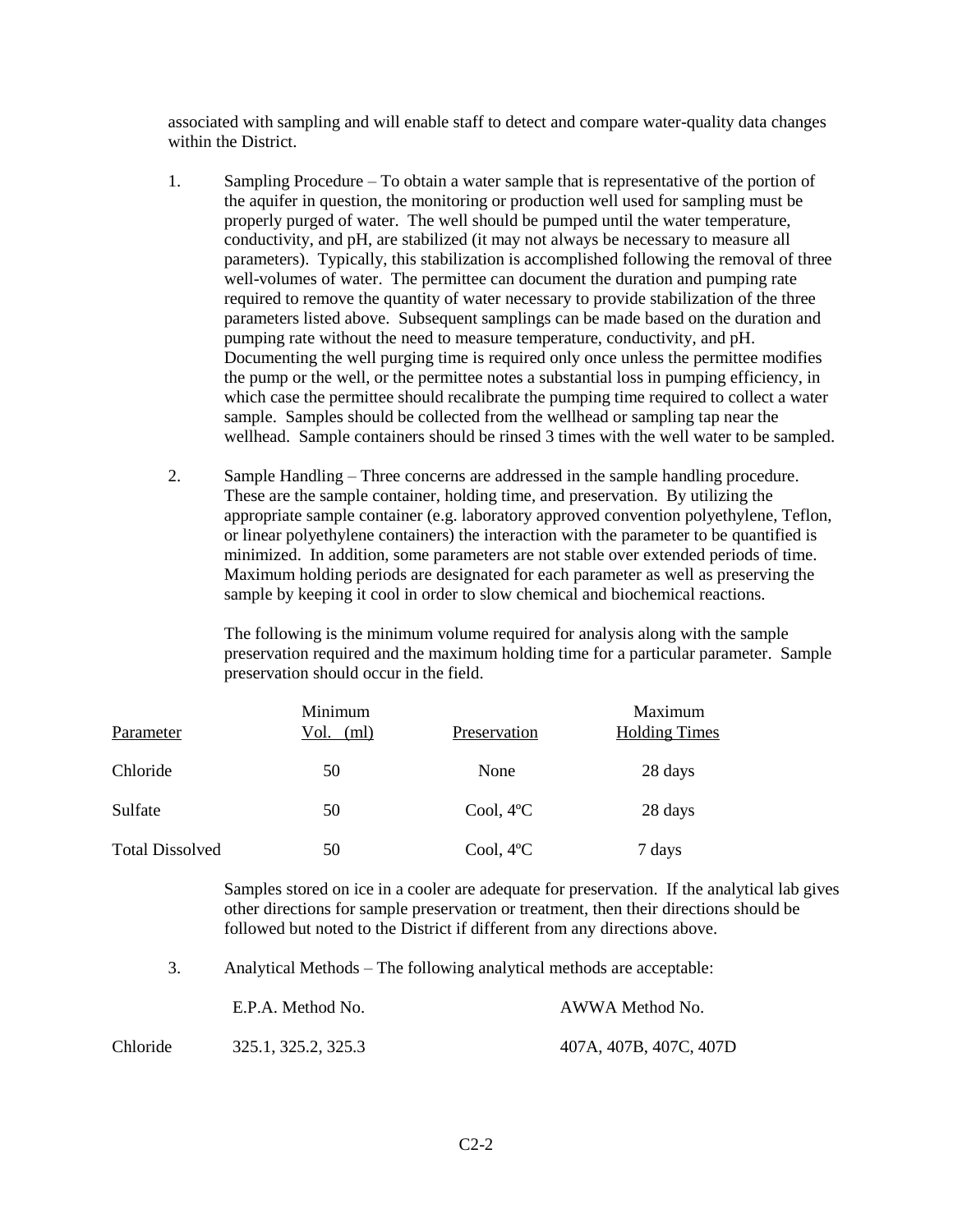associated with sampling and will enable staff to detect and compare water-quality data changes within the District.

1. Sampling Procedure – To obtain a water sample that is representative of the portion of the aquifer in question, the monitoring or production well used for sampling must be properly purged of water. The well should be pumped until the water temperature, conductivity, and pH, are stabilized (it may not always be necessary to measure all parameters). Typically, this stabilization is accomplished following the removal of three well-volumes of water. The permittee can document the duration and pumping rate required to remove the quantity of water necessary to provide stabilization of the three parameters listed above. Subsequent samplings can be made based on the duration and pumping rate without the need to measure temperature, conductivity, and pH. Documenting the well purging time is required only once unless the permittee modifies the pump or the well, or the permittee notes a substantial loss in pumping efficiency, in which case the permittee should recalibrate the pumping time required to collect a water sample. Samples should be collected from the wellhead or sampling tap near the wellhead. Sample containers should be rinsed 3 times with the well water to be sampled.

2. Sample Handling – Three concerns are addressed in the sample handling procedure. These are the sample container, holding time, and preservation. By utilizing the appropriate sample container (e.g. laboratory approved convention polyethylene, Teflon, or linear polyethylene containers) the interaction with the parameter to be quantified is minimized. In addition, some parameters are not stable over extended periods of time. Maximum holding periods are designated for each parameter as well as preserving the sample by keeping it cool in order to slow chemical and biochemical reactions.

   The following is the minimum volume required for analysis along with the sample preservation required and the maximum holding time for a particular parameter. Sample preservation should occur in the field.

| Parameter | Minimum Vol. (ml) | Preservation | Maximum Holding Times |
|---|---|---|---|
| Chloride | 50 | None | 28 days |
| Sulfate | 50 | Cool, 4ºC | 28 days |
| Total Dissolved | 50 | Cool, 4ºC | 7 days |

   Samples stored on ice in a cooler are adequate for preservation. If the analytical lab gives other directions for sample preservation or treatment, then their directions should be followed but noted to the District if different from any directions above.

3. Analytical Methods – The following analytical methods are acceptable:

| | E.P.A. Method No. | AWWA Method No. |
|---|---|---|
| Chloride | 325.1, 325.2, 325.3 | 407A, 407B, 407C, 407D |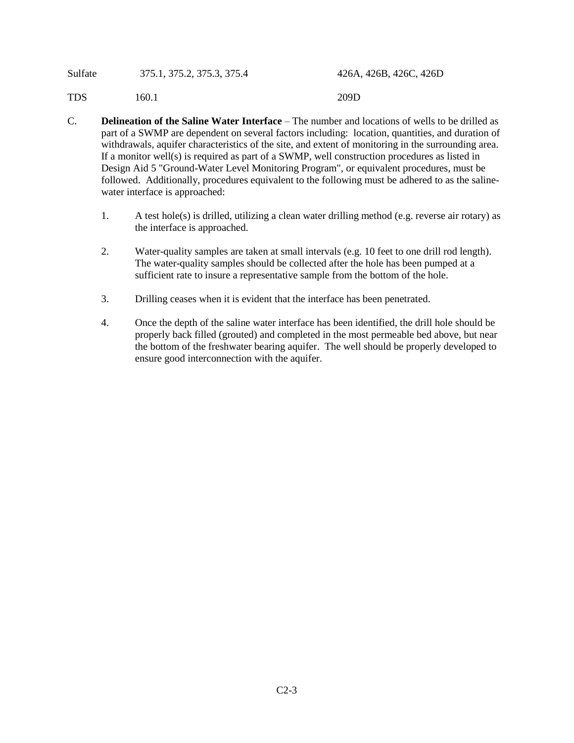| | | |
|---|---|---|
| Sulfate | 375.1, 375.2, 375.3, 375.4 | 426A, 426B, 426C, 426D |
| TDS | 160.1 | 209D |

C. **Delineation of the Saline Water Interface** – The number and locations of wells to be drilled as part of a SWMP are dependent on several factors including: location, quantities, and duration of withdrawals, aquifer characteristics of the site, and extent of monitoring in the surrounding area. If a monitor well(s) is required as part of a SWMP, well construction procedures as listed in Design Aid 5 "Ground-Water Level Monitoring Program", or equivalent procedures, must be followed. Additionally, procedures equivalent to the following must be adhered to as the saline-water interface is approached:

1. A test hole(s) is drilled, utilizing a clean water drilling method (e.g. reverse air rotary) as the interface is approached.

2. Water-quality samples are taken at small intervals (e.g. 10 feet to one drill rod length). The water-quality samples should be collected after the hole has been pumped at a sufficient rate to insure a representative sample from the bottom of the hole.

3. Drilling ceases when it is evident that the interface has been penetrated.

4. Once the depth of the saline water interface has been identified, the drill hole should be properly back filled (grouted) and completed in the most permeable bed above, but near the bottom of the freshwater bearing aquifer. The well should be properly developed to ensure good interconnection with the aquifer.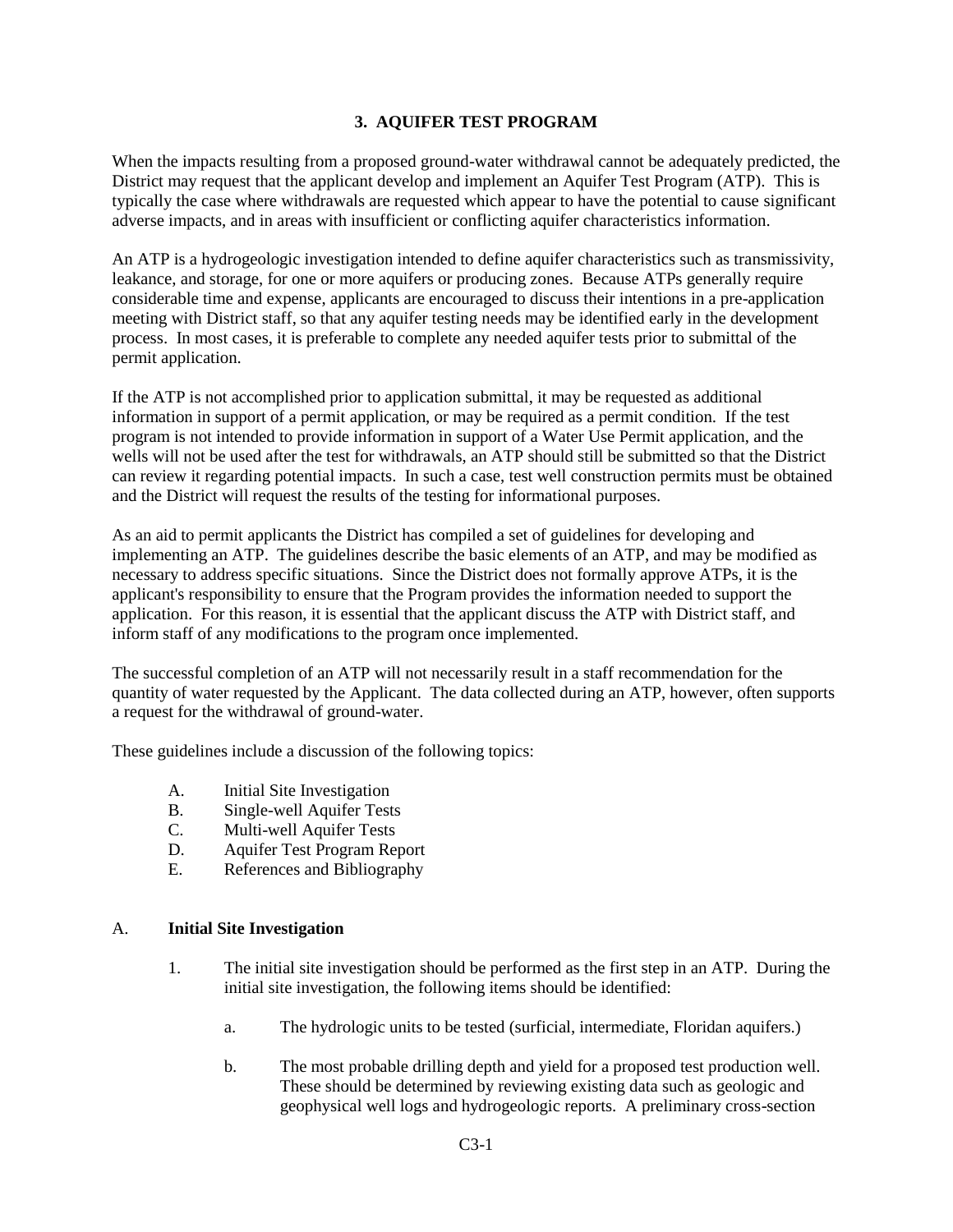## 3. AQUIFER TEST PROGRAM

When the impacts resulting from a proposed ground-water withdrawal cannot be adequately predicted, the District may request that the applicant develop and implement an Aquifer Test Program (ATP). This is typically the case where withdrawals are requested which appear to have the potential to cause significant adverse impacts, and in areas with insufficient or conflicting aquifer characteristics information.

An ATP is a hydrogeologic investigation intended to define aquifer characteristics such as transmissivity, leakance, and storage, for one or more aquifers or producing zones. Because ATPs generally require considerable time and expense, applicants are encouraged to discuss their intentions in a pre-application meeting with District staff, so that any aquifer testing needs may be identified early in the development process. In most cases, it is preferable to complete any needed aquifer tests prior to submittal of the permit application.

If the ATP is not accomplished prior to application submittal, it may be requested as additional information in support of a permit application, or may be required as a permit condition. If the test program is not intended to provide information in support of a Water Use Permit application, and the wells will not be used after the test for withdrawals, an ATP should still be submitted so that the District can review it regarding potential impacts. In such a case, test well construction permits must be obtained and the District will request the results of the testing for informational purposes.

As an aid to permit applicants the District has compiled a set of guidelines for developing and implementing an ATP. The guidelines describe the basic elements of an ATP, and may be modified as necessary to address specific situations. Since the District does not formally approve ATPs, it is the applicant's responsibility to ensure that the Program provides the information needed to support the application. For this reason, it is essential that the applicant discuss the ATP with District staff, and inform staff of any modifications to the program once implemented.

The successful completion of an ATP will not necessarily result in a staff recommendation for the quantity of water requested by the Applicant. The data collected during an ATP, however, often supports a request for the withdrawal of ground-water.

These guidelines include a discussion of the following topics:

- A. Initial Site Investigation
- B. Single-well Aquifer Tests
- C. Multi-well Aquifer Tests
- D. Aquifer Test Program Report
- E. References and Bibliography

### A. Initial Site Investigation

1. The initial site investigation should be performed as the first step in an ATP. During the initial site investigation, the following items should be identified:

   a. The hydrologic units to be tested (surficial, intermediate, Floridan aquifers.)

   b. The most probable drilling depth and yield for a proposed test production well. These should be determined by reviewing existing data such as geologic and geophysical well logs and hydrogeologic reports. A preliminary cross-section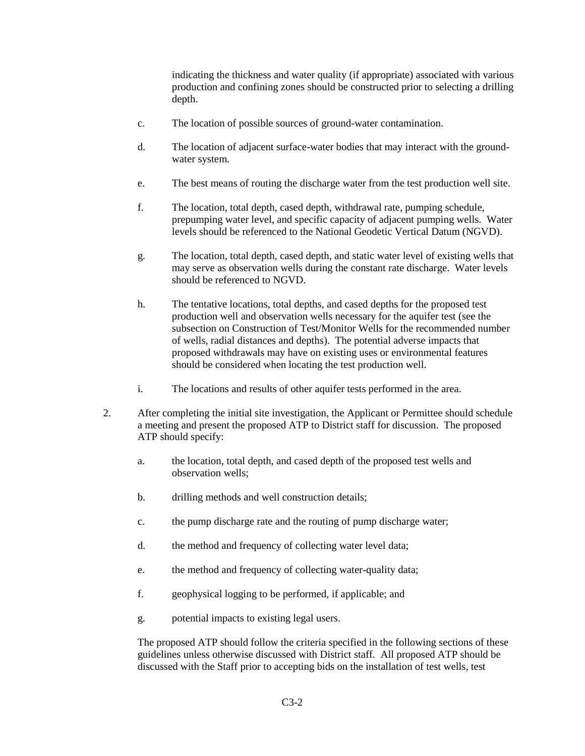indicating the thickness and water quality (if appropriate) associated with various production and confining zones should be constructed prior to selecting a drilling depth.

c. The location of possible sources of ground-water contamination.

d. The location of adjacent surface-water bodies that may interact with the ground-water system.

e. The best means of routing the discharge water from the test production well site.

f. The location, total depth, cased depth, withdrawal rate, pumping schedule, prepumping water level, and specific capacity of adjacent pumping wells. Water levels should be referenced to the National Geodetic Vertical Datum (NGVD).

g. The location, total depth, cased depth, and static water level of existing wells that may serve as observation wells during the constant rate discharge. Water levels should be referenced to NGVD.

h. The tentative locations, total depths, and cased depths for the proposed test production well and observation wells necessary for the aquifer test (see the subsection on Construction of Test/Monitor Wells for the recommended number of wells, radial distances and depths). The potential adverse impacts that proposed withdrawals may have on existing uses or environmental features should be considered when locating the test production well.

i. The locations and results of other aquifer tests performed in the area.

2. After completing the initial site investigation, the Applicant or Permittee should schedule a meeting and present the proposed ATP to District staff for discussion. The proposed ATP should specify:

   a. the location, total depth, and cased depth of the proposed test wells and observation wells;

   b. drilling methods and well construction details;

   c. the pump discharge rate and the routing of pump discharge water;

   d. the method and frequency of collecting water level data;

   e. the method and frequency of collecting water-quality data;

   f. geophysical logging to be performed, if applicable; and

   g. potential impacts to existing legal users.

   The proposed ATP should follow the criteria specified in the following sections of these guidelines unless otherwise discussed with District staff. All proposed ATP should be discussed with the Staff prior to accepting bids on the installation of test wells, test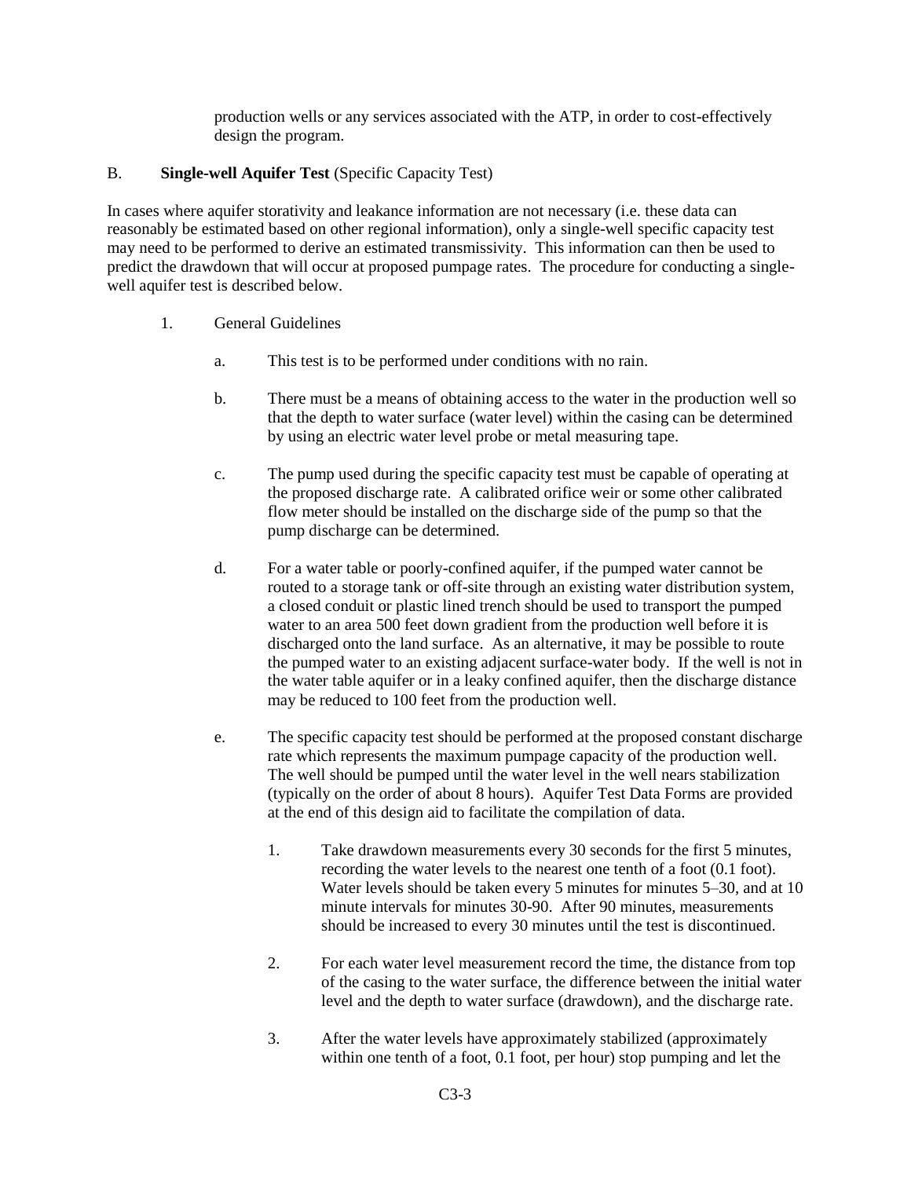production wells or any services associated with the ATP, in order to cost-effectively design the program.

## B. **Single-well Aquifer Test** (Specific Capacity Test)

In cases where aquifer storativity and leakance information are not necessary (i.e. these data can reasonably be estimated based on other regional information), only a single-well specific capacity test may need to be performed to derive an estimated transmissivity. This information can then be used to predict the drawdown that will occur at proposed pumpage rates. The procedure for conducting a single-well aquifer test is described below.

1. General Guidelines

   a. This test is to be performed under conditions with no rain.

   b. There must be a means of obtaining access to the water in the production well so that the depth to water surface (water level) within the casing can be determined by using an electric water level probe or metal measuring tape.

   c. The pump used during the specific capacity test must be capable of operating at the proposed discharge rate. A calibrated orifice weir or some other calibrated flow meter should be installed on the discharge side of the pump so that the pump discharge can be determined.

   d. For a water table or poorly-confined aquifer, if the pumped water cannot be routed to a storage tank or off-site through an existing water distribution system, a closed conduit or plastic lined trench should be used to transport the pumped water to an area 500 feet down gradient from the production well before it is discharged onto the land surface. As an alternative, it may be possible to route the pumped water to an existing adjacent surface-water body. If the well is not in the water table aquifer or in a leaky confined aquifer, then the discharge distance may be reduced to 100 feet from the production well.

   e. The specific capacity test should be performed at the proposed constant discharge rate which represents the maximum pumpage capacity of the production well. The well should be pumped until the water level in the well nears stabilization (typically on the order of about 8 hours). Aquifer Test Data Forms are provided at the end of this design aid to facilitate the compilation of data.

      1. Take drawdown measurements every 30 seconds for the first 5 minutes, recording the water levels to the nearest one tenth of a foot (0.1 foot). Water levels should be taken every 5 minutes for minutes 5–30, and at 10 minute intervals for minutes 30-90. After 90 minutes, measurements should be increased to every 30 minutes until the test is discontinued.

      2. For each water level measurement record the time, the distance from top of the casing to the water surface, the difference between the initial water level and the depth to water surface (drawdown), and the discharge rate.

      3. After the water levels have approximately stabilized (approximately within one tenth of a foot, 0.1 foot, per hour) stop pumping and let the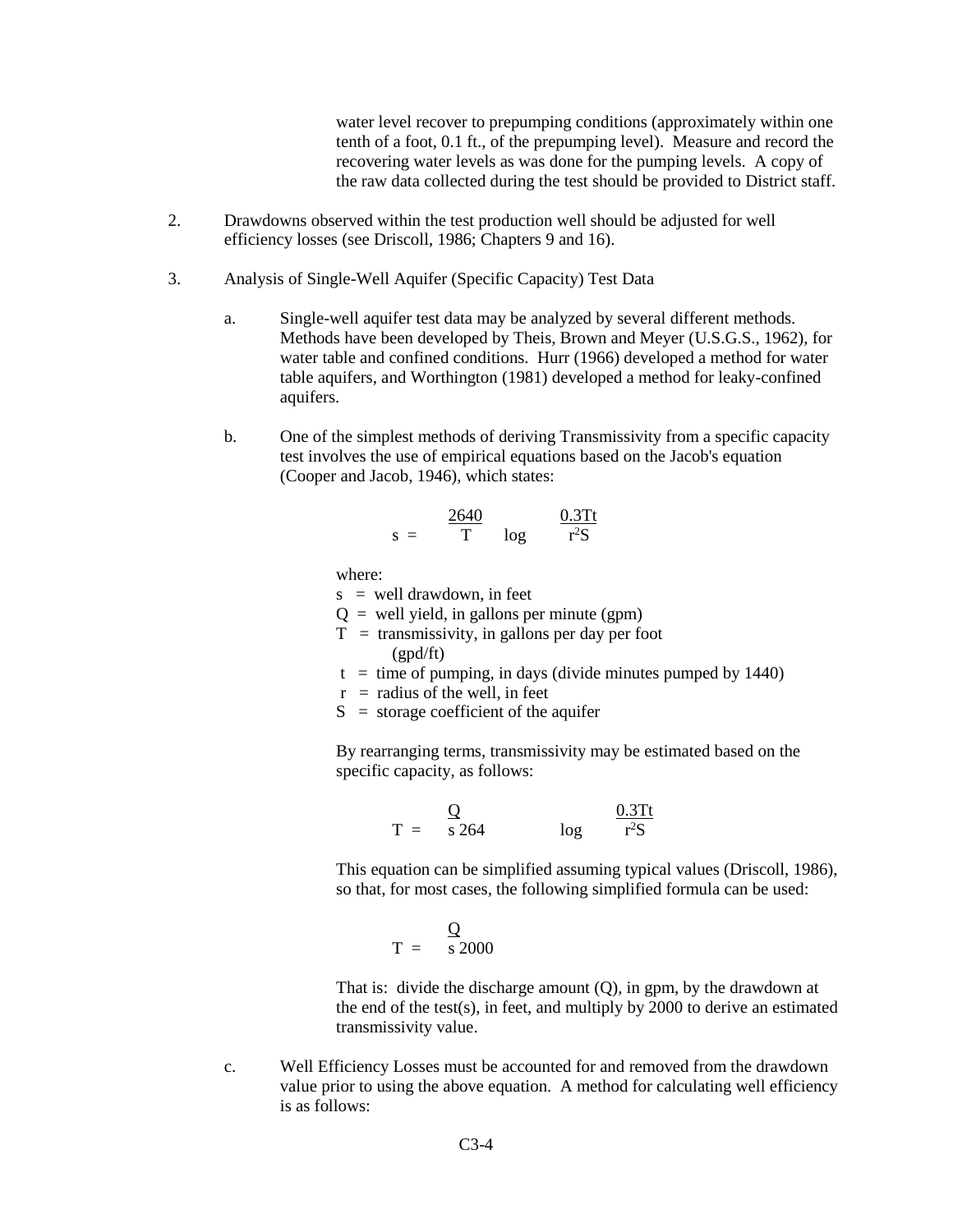water level recover to prepumping conditions (approximately within one tenth of a foot, 0.1 ft., of the prepumping level). Measure and record the recovering water levels as was done for the pumping levels. A copy of the raw data collected during the test should be provided to District staff.

2. Drawdowns observed within the test production well should be adjusted for well efficiency losses (see Driscoll, 1986; Chapters 9 and 16).

3. Analysis of Single-Well Aquifer (Specific Capacity) Test Data

   a. Single-well aquifer test data may be analyzed by several different methods. Methods have been developed by Theis, Brown and Meyer (U.S.G.S., 1962), for water table and confined conditions. Hurr (1966) developed a method for water table aquifers, and Worthington (1981) developed a method for leaky-confined aquifers.

   b. One of the simplest methods of deriving Transmissivity from a specific capacity test involves the use of empirical equations based on the Jacob's equation (Cooper and Jacob, 1946), which states:

$$s = \frac{2640}{T} \log \frac{0.3Tt}{r^2S}$$

where:

- $s$ = well drawdown, in feet
- $Q$ = well yield, in gallons per minute (gpm)
- $T$ = transmissivity, in gallons per day per foot (gpd/ft)
- $t$ = time of pumping, in days (divide minutes pumped by 1440)
- $r$ = radius of the well, in feet
- $S$ = storage coefficient of the aquifer

By rearranging terms, transmissivity may be estimated based on the specific capacity, as follows:

$$T = \frac{Q}{s} 264 \log \frac{0.3Tt}{r^2S}$$

This equation can be simplified assuming typical values (Driscoll, 1986), so that, for most cases, the following simplified formula can be used:

$$T = \frac{Q}{s} 2000$$

That is: divide the discharge amount (Q), in gpm, by the drawdown at the end of the test(s), in feet, and multiply by 2000 to derive an estimated transmissivity value.

   c. Well Efficiency Losses must be accounted for and removed from the drawdown value prior to using the above equation. A method for calculating well efficiency is as follows: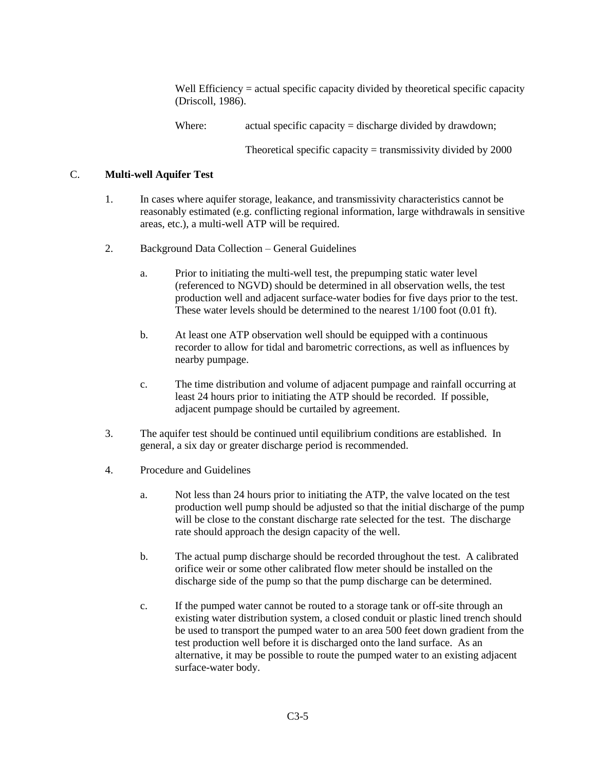Well Efficiency = actual specific capacity divided by theoretical specific capacity (Driscoll, 1986).

Where: actual specific capacity = discharge divided by drawdown;

Theoretical specific capacity = transmissivity divided by 2000

C. **Multi-well Aquifer Test**

1. In cases where aquifer storage, leakance, and transmissivity characteristics cannot be reasonably estimated (e.g. conflicting regional information, large withdrawals in sensitive areas, etc.), a multi-well ATP will be required.

2. Background Data Collection – General Guidelines

   a. Prior to initiating the multi-well test, the prepumping static water level (referenced to NGVD) should be determined in all observation wells, the test production well and adjacent surface-water bodies for five days prior to the test. These water levels should be determined to the nearest 1/100 foot (0.01 ft).

   b. At least one ATP observation well should be equipped with a continuous recorder to allow for tidal and barometric corrections, as well as influences by nearby pumpage.

   c. The time distribution and volume of adjacent pumpage and rainfall occurring at least 24 hours prior to initiating the ATP should be recorded. If possible, adjacent pumpage should be curtailed by agreement.

3. The aquifer test should be continued until equilibrium conditions are established. In general, a six day or greater discharge period is recommended.

4. Procedure and Guidelines

   a. Not less than 24 hours prior to initiating the ATP, the valve located on the test production well pump should be adjusted so that the initial discharge of the pump will be close to the constant discharge rate selected for the test. The discharge rate should approach the design capacity of the well.

   b. The actual pump discharge should be recorded throughout the test. A calibrated orifice weir or some other calibrated flow meter should be installed on the discharge side of the pump so that the pump discharge can be determined.

   c. If the pumped water cannot be routed to a storage tank or off-site through an existing water distribution system, a closed conduit or plastic lined trench should be used to transport the pumped water to an area 500 feet down gradient from the test production well before it is discharged onto the land surface. As an alternative, it may be possible to route the pumped water to an existing adjacent surface-water body.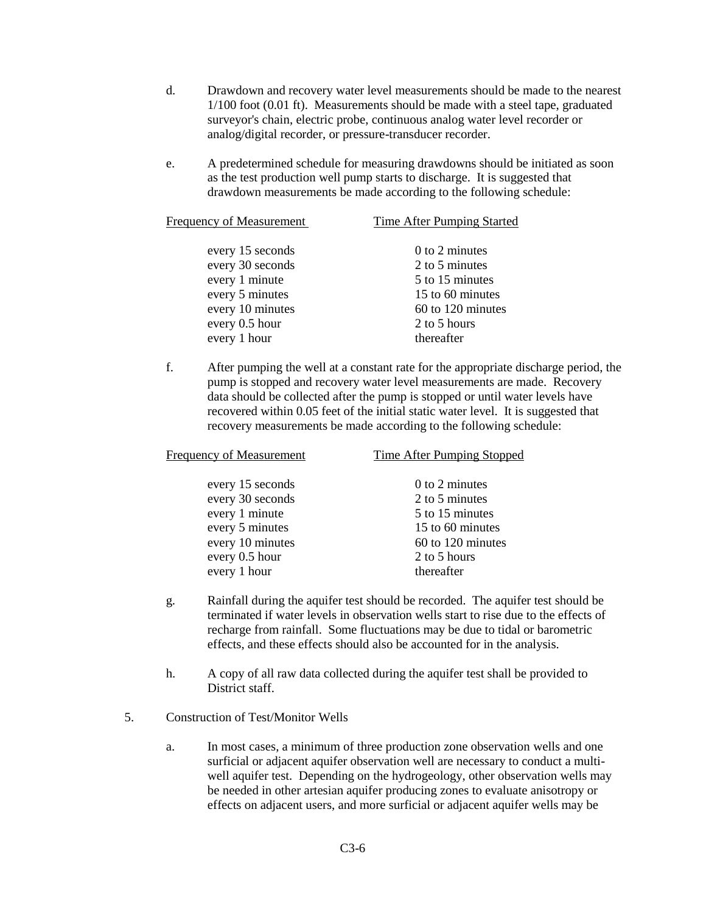d. Drawdown and recovery water level measurements should be made to the nearest 1/100 foot (0.01 ft). Measurements should be made with a steel tape, graduated surveyor's chain, electric probe, continuous analog water level recorder or analog/digital recorder, or pressure-transducer recorder.

e. A predetermined schedule for measuring drawdowns should be initiated as soon as the test production well pump starts to discharge. It is suggested that drawdown measurements be made according to the following schedule:

| Frequency of Measurement | Time After Pumping Started |
|---|---|
| every 15 seconds | 0 to 2 minutes |
| every 30 seconds | 2 to 5 minutes |
| every 1 minute | 5 to 15 minutes |
| every 5 minutes | 15 to 60 minutes |
| every 10 minutes | 60 to 120 minutes |
| every 0.5 hour | 2 to 5 hours |
| every 1 hour | thereafter |

f. After pumping the well at a constant rate for the appropriate discharge period, the pump is stopped and recovery water level measurements are made. Recovery data should be collected after the pump is stopped or until water levels have recovered within 0.05 feet of the initial static water level. It is suggested that recovery measurements be made according to the following schedule:

| Frequency of Measurement | Time After Pumping Stopped |
|---|---|
| every 15 seconds | 0 to 2 minutes |
| every 30 seconds | 2 to 5 minutes |
| every 1 minute | 5 to 15 minutes |
| every 5 minutes | 15 to 60 minutes |
| every 10 minutes | 60 to 120 minutes |
| every 0.5 hour | 2 to 5 hours |
| every 1 hour | thereafter |

g. Rainfall during the aquifer test should be recorded. The aquifer test should be terminated if water levels in observation wells start to rise due to the effects of recharge from rainfall. Some fluctuations may be due to tidal or barometric effects, and these effects should also be accounted for in the analysis.

h. A copy of all raw data collected during the aquifer test shall be provided to District staff.

5. Construction of Test/Monitor Wells

a. In most cases, a minimum of three production zone observation wells and one surficial or adjacent aquifer observation well are necessary to conduct a multi-well aquifer test. Depending on the hydrogeology, other observation wells may be needed in other artesian aquifer producing zones to evaluate anisotropy or effects on adjacent users, and more surficial or adjacent aquifer wells may be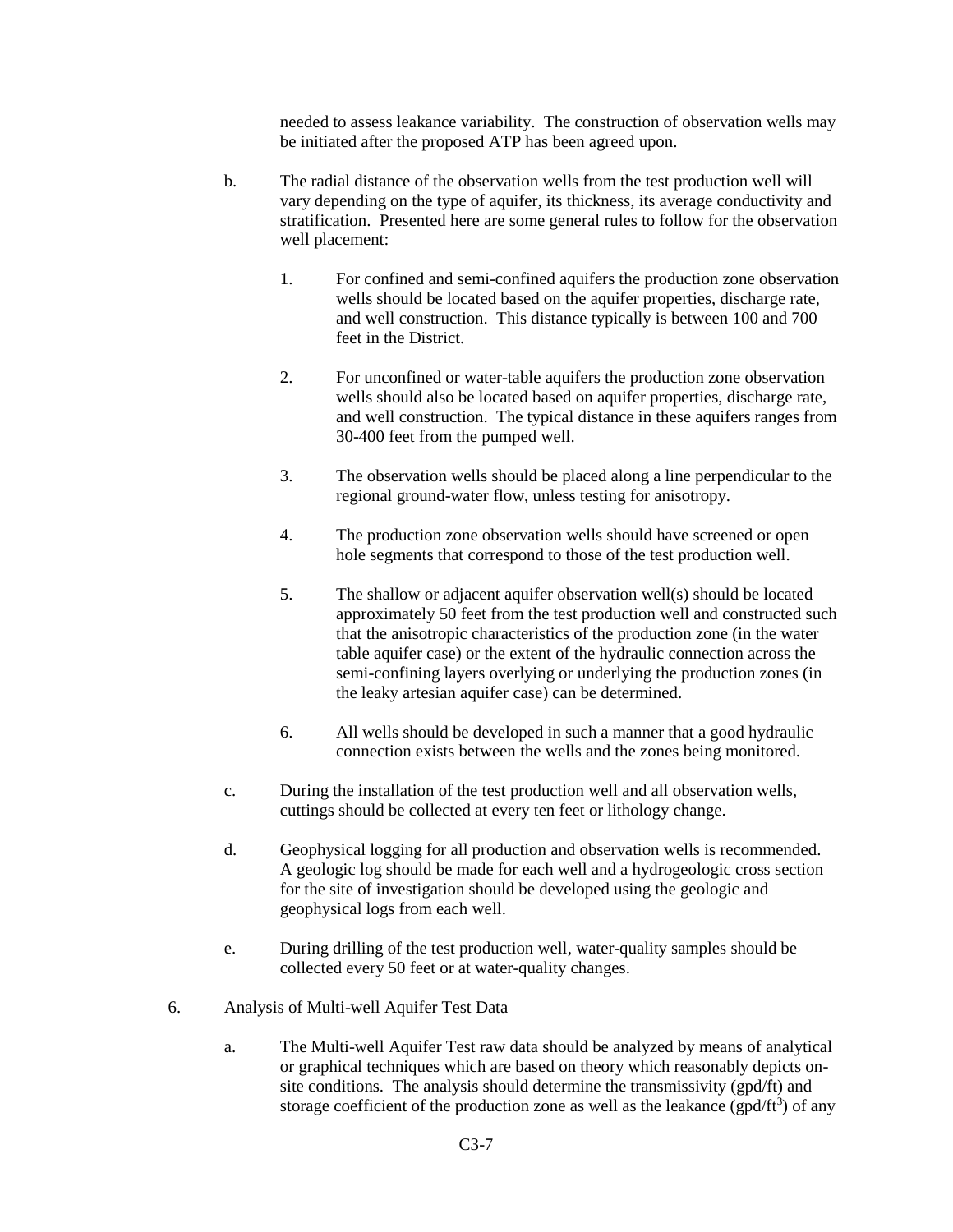needed to assess leakance variability. The construction of observation wells may be initiated after the proposed ATP has been agreed upon.

b. The radial distance of the observation wells from the test production well will vary depending on the type of aquifer, its thickness, its average conductivity and stratification. Presented here are some general rules to follow for the observation well placement:

  1. For confined and semi-confined aquifers the production zone observation wells should be located based on the aquifer properties, discharge rate, and well construction. This distance typically is between 100 and 700 feet in the District.

  2. For unconfined or water-table aquifers the production zone observation wells should also be located based on aquifer properties, discharge rate, and well construction. The typical distance in these aquifers ranges from 30-400 feet from the pumped well.

  3. The observation wells should be placed along a line perpendicular to the regional ground-water flow, unless testing for anisotropy.

  4. The production zone observation wells should have screened or open hole segments that correspond to those of the test production well.

  5. The shallow or adjacent aquifer observation well(s) should be located approximately 50 feet from the test production well and constructed such that the anisotropic characteristics of the production zone (in the water table aquifer case) or the extent of the hydraulic connection across the semi-confining layers overlying or underlying the production zones (in the leaky artesian aquifer case) can be determined.

  6. All wells should be developed in such a manner that a good hydraulic connection exists between the wells and the zones being monitored.

c. During the installation of the test production well and all observation wells, cuttings should be collected at every ten feet or lithology change.

d. Geophysical logging for all production and observation wells is recommended. A geologic log should be made for each well and a hydrogeologic cross section for the site of investigation should be developed using the geologic and geophysical logs from each well.

e. During drilling of the test production well, water-quality samples should be collected every 50 feet or at water-quality changes.

6. Analysis of Multi-well Aquifer Test Data

  a. The Multi-well Aquifer Test raw data should be analyzed by means of analytical or graphical techniques which are based on theory which reasonably depicts on-site conditions. The analysis should determine the transmissivity (gpd/ft) and storage coefficient of the production zone as well as the leakance (gpd/$ft^3$) of any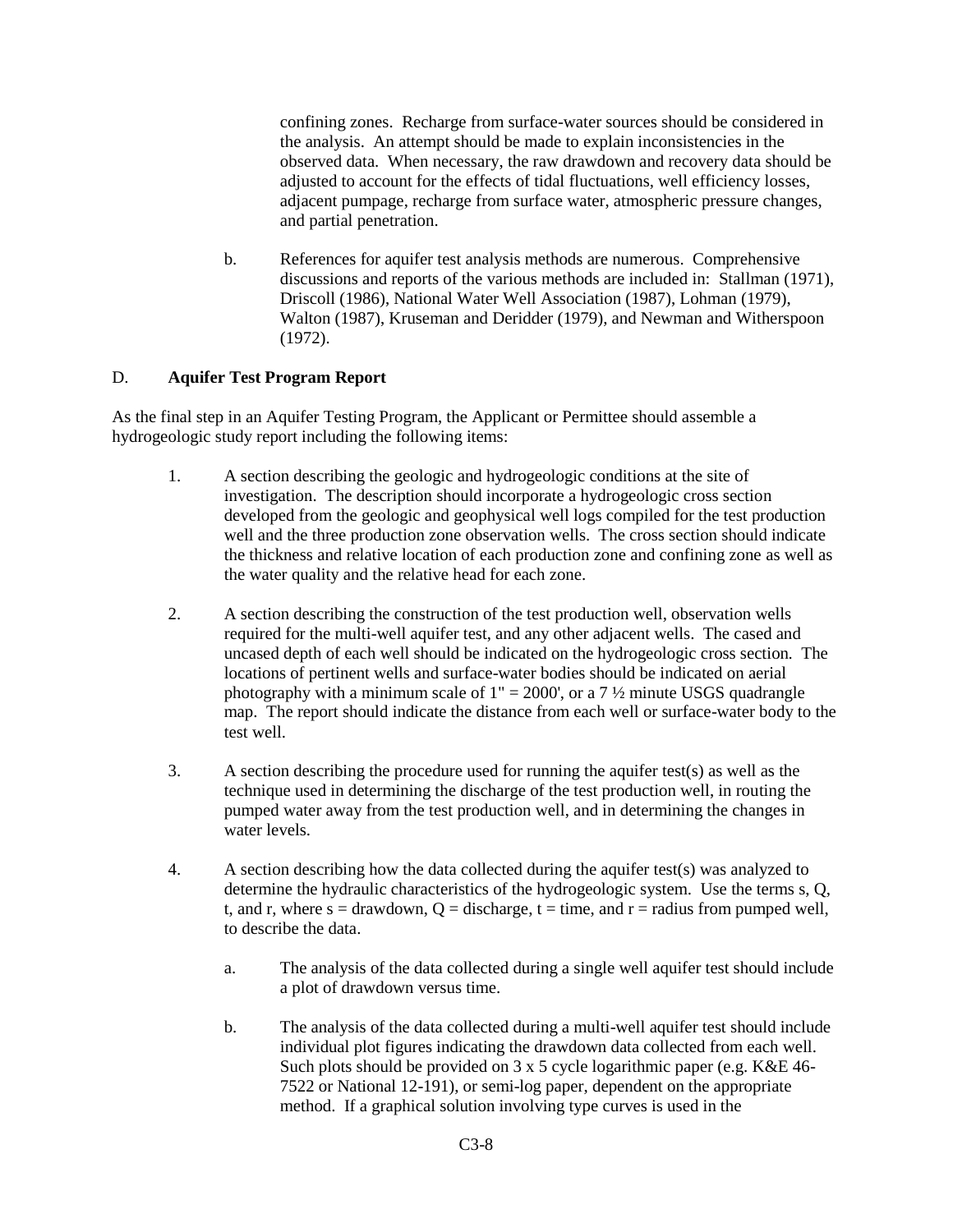confining zones. Recharge from surface-water sources should be considered in the analysis. An attempt should be made to explain inconsistencies in the observed data. When necessary, the raw drawdown and recovery data should be adjusted to account for the effects of tidal fluctuations, well efficiency losses, adjacent pumpage, recharge from surface water, atmospheric pressure changes, and partial penetration.

b. References for aquifer test analysis methods are numerous. Comprehensive discussions and reports of the various methods are included in: Stallman (1971), Driscoll (1986), National Water Well Association (1987), Lohman (1979), Walton (1987), Kruseman and Deridder (1979), and Newman and Witherspoon (1972).

## D. **Aquifer Test Program Report**

As the final step in an Aquifer Testing Program, the Applicant or Permittee should assemble a hydrogeologic study report including the following items:

1. A section describing the geologic and hydrogeologic conditions at the site of investigation. The description should incorporate a hydrogeologic cross section developed from the geologic and geophysical well logs compiled for the test production well and the three production zone observation wells. The cross section should indicate the thickness and relative location of each production zone and confining zone as well as the water quality and the relative head for each zone.

2. A section describing the construction of the test production well, observation wells required for the multi-well aquifer test, and any other adjacent wells. The cased and uncased depth of each well should be indicated on the hydrogeologic cross section. The locations of pertinent wells and surface-water bodies should be indicated on aerial photography with a minimum scale of 1" = 2000', or a 7 ½ minute USGS quadrangle map. The report should indicate the distance from each well or surface-water body to the test well.

3. A section describing the procedure used for running the aquifer test(s) as well as the technique used in determining the discharge of the test production well, in routing the pumped water away from the test production well, and in determining the changes in water levels.

4. A section describing how the data collected during the aquifer test(s) was analyzed to determine the hydraulic characteristics of the hydrogeologic system. Use the terms s, Q, t, and r, where s = drawdown, Q = discharge, t = time, and r = radius from pumped well, to describe the data.

   a. The analysis of the data collected during a single well aquifer test should include a plot of drawdown versus time.

   b. The analysis of the data collected during a multi-well aquifer test should include individual plot figures indicating the drawdown data collected from each well. Such plots should be provided on 3 x 5 cycle logarithmic paper (e.g. K&E 46-7522 or National 12-191), or semi-log paper, dependent on the appropriate method. If a graphical solution involving type curves is used in the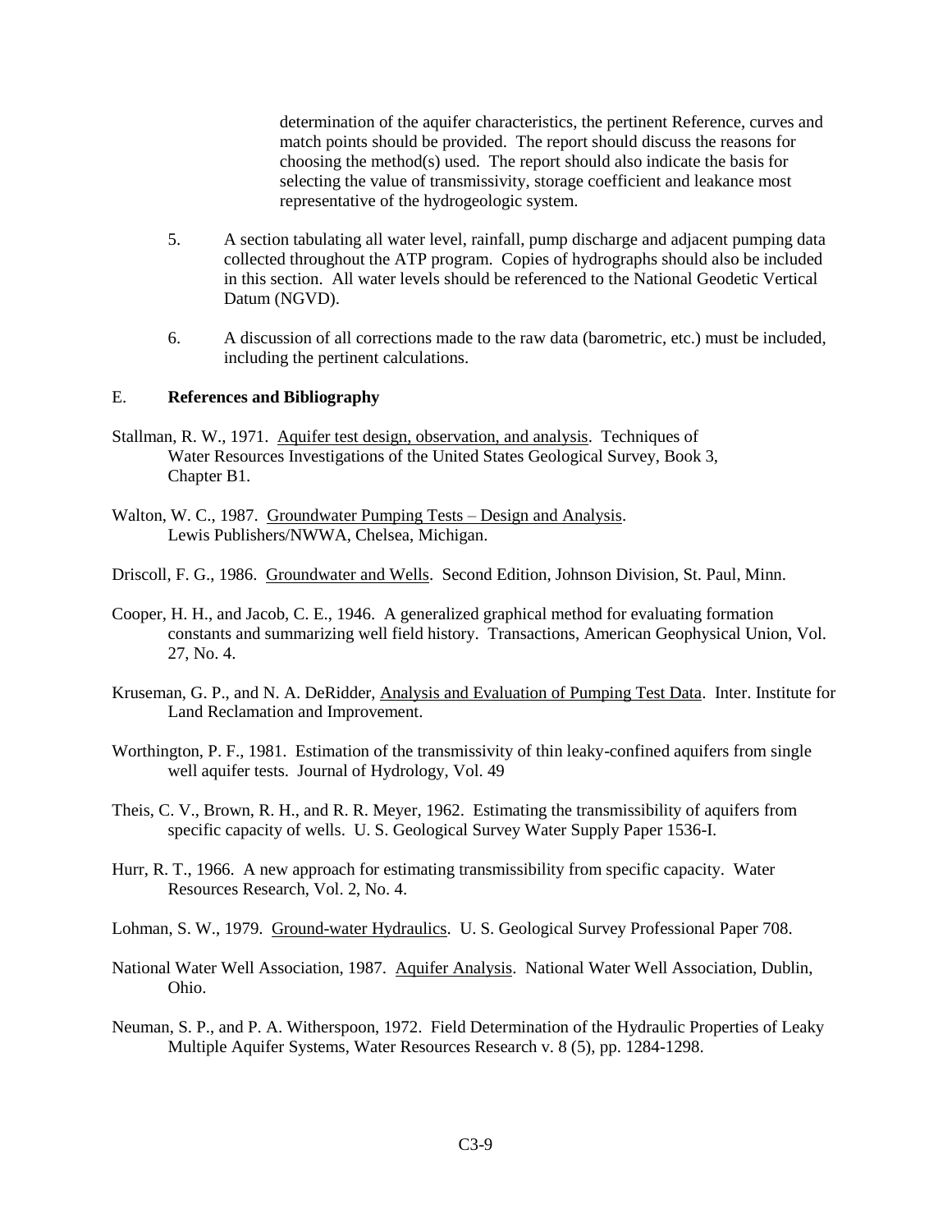determination of the aquifer characteristics, the pertinent Reference, curves and match points should be provided. The report should discuss the reasons for choosing the method(s) used. The report should also indicate the basis for selecting the value of transmissivity, storage coefficient and leakance most representative of the hydrogeologic system.

5. A section tabulating all water level, rainfall, pump discharge and adjacent pumping data collected throughout the ATP program. Copies of hydrographs should also be included in this section. All water levels should be referenced to the National Geodetic Vertical Datum (NGVD).

6. A discussion of all corrections made to the raw data (barometric, etc.) must be included, including the pertinent calculations.

E. **References and Bibliography**

Stallman, R. W., 1971. Aquifer test design, observation, and analysis. Techniques of Water Resources Investigations of the United States Geological Survey, Book 3, Chapter B1.

Walton, W. C., 1987. Groundwater Pumping Tests – Design and Analysis. Lewis Publishers/NWWA, Chelsea, Michigan.

Driscoll, F. G., 1986. Groundwater and Wells. Second Edition, Johnson Division, St. Paul, Minn.

Cooper, H. H., and Jacob, C. E., 1946. A generalized graphical method for evaluating formation constants and summarizing well field history. Transactions, American Geophysical Union, Vol. 27, No. 4.

Kruseman, G. P., and N. A. DeRidder, Analysis and Evaluation of Pumping Test Data. Inter. Institute for Land Reclamation and Improvement.

Worthington, P. F., 1981. Estimation of the transmissivity of thin leaky-confined aquifers from single well aquifer tests. Journal of Hydrology, Vol. 49

Theis, C. V., Brown, R. H., and R. R. Meyer, 1962. Estimating the transmissibility of aquifers from specific capacity of wells. U. S. Geological Survey Water Supply Paper 1536-I.

Hurr, R. T., 1966. A new approach for estimating transmissibility from specific capacity. Water Resources Research, Vol. 2, No. 4.

Lohman, S. W., 1979. Ground-water Hydraulics. U. S. Geological Survey Professional Paper 708.

National Water Well Association, 1987. Aquifer Analysis. National Water Well Association, Dublin, Ohio.

Neuman, S. P., and P. A. Witherspoon, 1972. Field Determination of the Hydraulic Properties of Leaky Multiple Aquifer Systems, Water Resources Research v. 8 (5), pp. 1284-1298.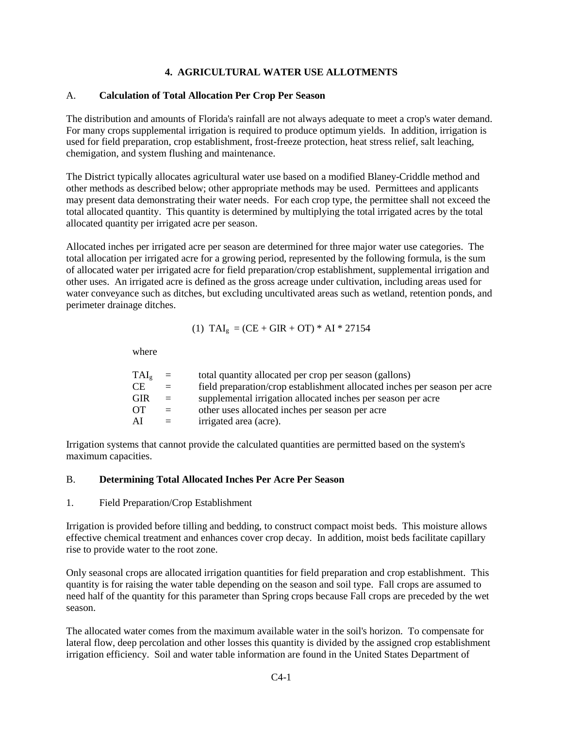## 4. AGRICULTURAL WATER USE ALLOTMENTS

### A. Calculation of Total Allocation Per Crop Per Season

The distribution and amounts of Florida's rainfall are not always adequate to meet a crop's water demand. For many crops supplemental irrigation is required to produce optimum yields. In addition, irrigation is used for field preparation, crop establishment, frost-freeze protection, heat stress relief, salt leaching, chemigation, and system flushing and maintenance.

The District typically allocates agricultural water use based on a modified Blaney-Criddle method and other methods as described below; other appropriate methods may be used. Permittees and applicants may present data demonstrating their water needs. For each crop type, the permittee shall not exceed the total allocated quantity. This quantity is determined by multiplying the total irrigated acres by the total allocated quantity per irrigated acre per season.

Allocated inches per irrigated acre per season are determined for three major water use categories. The total allocation per irrigated acre for a growing period, represented by the following formula, is the sum of allocated water per irrigated acre for field preparation/crop establishment, supplemental irrigation and other uses. An irrigated acre is defined as the gross acreage under cultivation, including areas used for water conveyance such as ditches, but excluding uncultivated areas such as wetland, retention ponds, and perimeter drainage ditches.

$$(1)\ TAI_g = (CE + GIR + OT) * AI * 27154$$

where

| | | |
|---|---|---|
| $TAI_g$ | = | total quantity allocated per crop per season (gallons) |
| CE | = | field preparation/crop establishment allocated inches per season per acre |
| GIR | = | supplemental irrigation allocated inches per season per acre |
| OT | = | other uses allocated inches per season per acre |
| AI | = | irrigated area (acre). |

Irrigation systems that cannot provide the calculated quantities are permitted based on the system's maximum capacities.

### B. Determining Total Allocated Inches Per Acre Per Season

1. Field Preparation/Crop Establishment

Irrigation is provided before tilling and bedding, to construct compact moist beds. This moisture allows effective chemical treatment and enhances cover crop decay. In addition, moist beds facilitate capillary rise to provide water to the root zone.

Only seasonal crops are allocated irrigation quantities for field preparation and crop establishment. This quantity is for raising the water table depending on the season and soil type. Fall crops are assumed to need half of the quantity for this parameter than Spring crops because Fall crops are preceded by the wet season.

The allocated water comes from the maximum available water in the soil's horizon. To compensate for lateral flow, deep percolation and other losses this quantity is divided by the assigned crop establishment irrigation efficiency. Soil and water table information are found in the United States Department of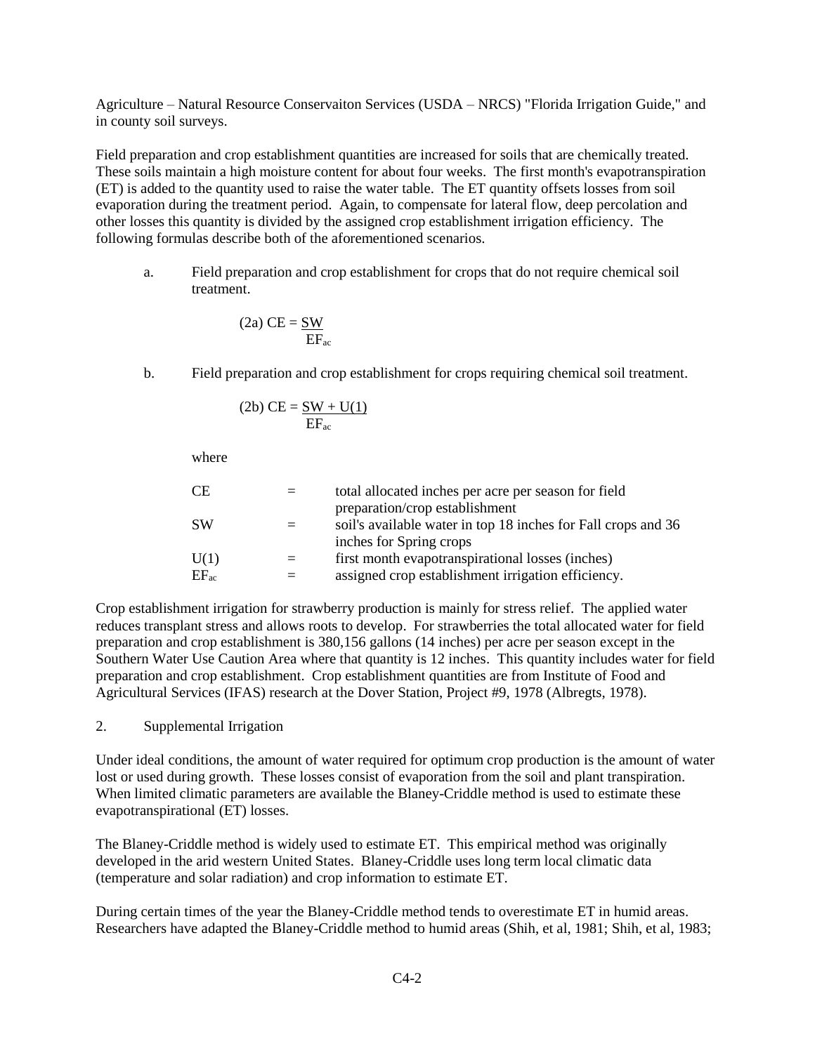Agriculture – Natural Resource Conservaiton Services (USDA – NRCS) "Florida Irrigation Guide," and in county soil surveys.

Field preparation and crop establishment quantities are increased for soils that are chemically treated. These soils maintain a high moisture content for about four weeks. The first month's evapotranspiration (ET) is added to the quantity used to raise the water table. The ET quantity offsets losses from soil evaporation during the treatment period. Again, to compensate for lateral flow, deep percolation and other losses this quantity is divided by the assigned crop establishment irrigation efficiency. The following formulas describe both of the aforementioned scenarios.

a. Field preparation and crop establishment for crops that do not require chemical soil treatment.

$$\text{(2a)}\ CE = \frac{SW}{EF_{ac}}$$

b. Field preparation and crop establishment for crops requiring chemical soil treatment.

$$\text{(2b)}\ CE = \frac{SW + U(1)}{EF_{ac}}$$

where

| | | |
|---|---|---|
| CE | = | total allocated inches per acre per season for field preparation/crop establishment |
| SW | = | soil's available water in top 18 inches for Fall crops and 36 inches for Spring crops |
| U(1) | = | first month evapotranspirational losses (inches) |
| $EF_{ac}$ | = | assigned crop establishment irrigation efficiency. |

Crop establishment irrigation for strawberry production is mainly for stress relief. The applied water reduces transplant stress and allows roots to develop. For strawberries the total allocated water for field preparation and crop establishment is 380,156 gallons (14 inches) per acre per season except in the Southern Water Use Caution Area where that quantity is 12 inches. This quantity includes water for field preparation and crop establishment. Crop establishment quantities are from Institute of Food and Agricultural Services (IFAS) research at the Dover Station, Project #9, 1978 (Albregts, 1978).

2. Supplemental Irrigation

Under ideal conditions, the amount of water required for optimum crop production is the amount of water lost or used during growth. These losses consist of evaporation from the soil and plant transpiration. When limited climatic parameters are available the Blaney-Criddle method is used to estimate these evapotranspirational (ET) losses.

The Blaney-Criddle method is widely used to estimate ET. This empirical method was originally developed in the arid western United States. Blaney-Criddle uses long term local climatic data (temperature and solar radiation) and crop information to estimate ET.

During certain times of the year the Blaney-Criddle method tends to overestimate ET in humid areas. Researchers have adapted the Blaney-Criddle method to humid areas (Shih, et al, 1981; Shih, et al, 1983;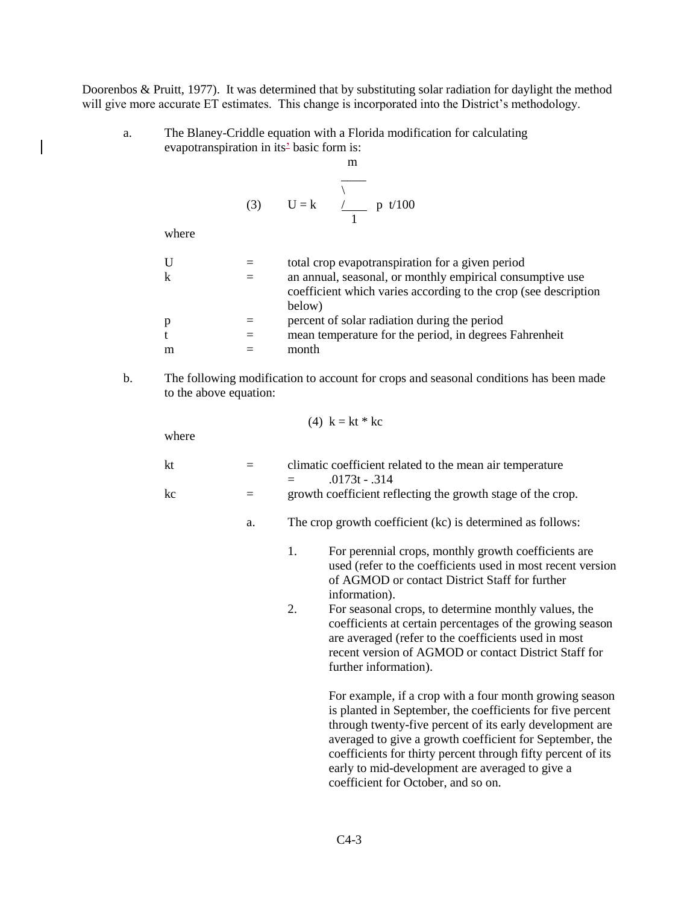Doorenbos & Pruitt, 1977). It was determined that by substituting solar radiation for daylight the method will give more accurate ET estimates. This change is incorporated into the District's methodology.

a. The Blaney-Criddle equation with a Florida modification for calculating evapotranspiration in its basic form is:

$$U = k \sum_{1}^{m} p \; t/100 \qquad (3)$$

where

| | | |
|---|---|---|
| U | = | total crop evapotranspiration for a given period |
| k | = | an annual, seasonal, or monthly empirical consumptive use coefficient which varies according to the crop (see description below) |
| p | = | percent of solar radiation during the period |
| t | = | mean temperature for the period, in degrees Fahrenheit |
| m | = | month |

b. The following modification to account for crops and seasonal conditions has been made to the above equation:

$$k = kt * kc \qquad (4)$$

where

| | | |
|---|---|---|
| kt | = | climatic coefficient related to the mean air temperature = .0173t - .314 |
| kc | = | growth coefficient reflecting the growth stage of the crop. |

a. The crop growth coefficient (kc) is determined as follows:

1. For perennial crops, monthly growth coefficients are used (refer to the coefficients used in most recent version of AGMOD or contact District Staff for further information).
2. For seasonal crops, to determine monthly values, the coefficients at certain percentages of the growing season are averaged (refer to the coefficients used in most recent version of AGMOD or contact District Staff for further information).

   For example, if a crop with a four month growing season is planted in September, the coefficients for five percent through twenty-five percent of its early development are averaged to give a growth coefficient for September, the coefficients for thirty percent through fifty percent of its early to mid-development are averaged to give a coefficient for October, and so on.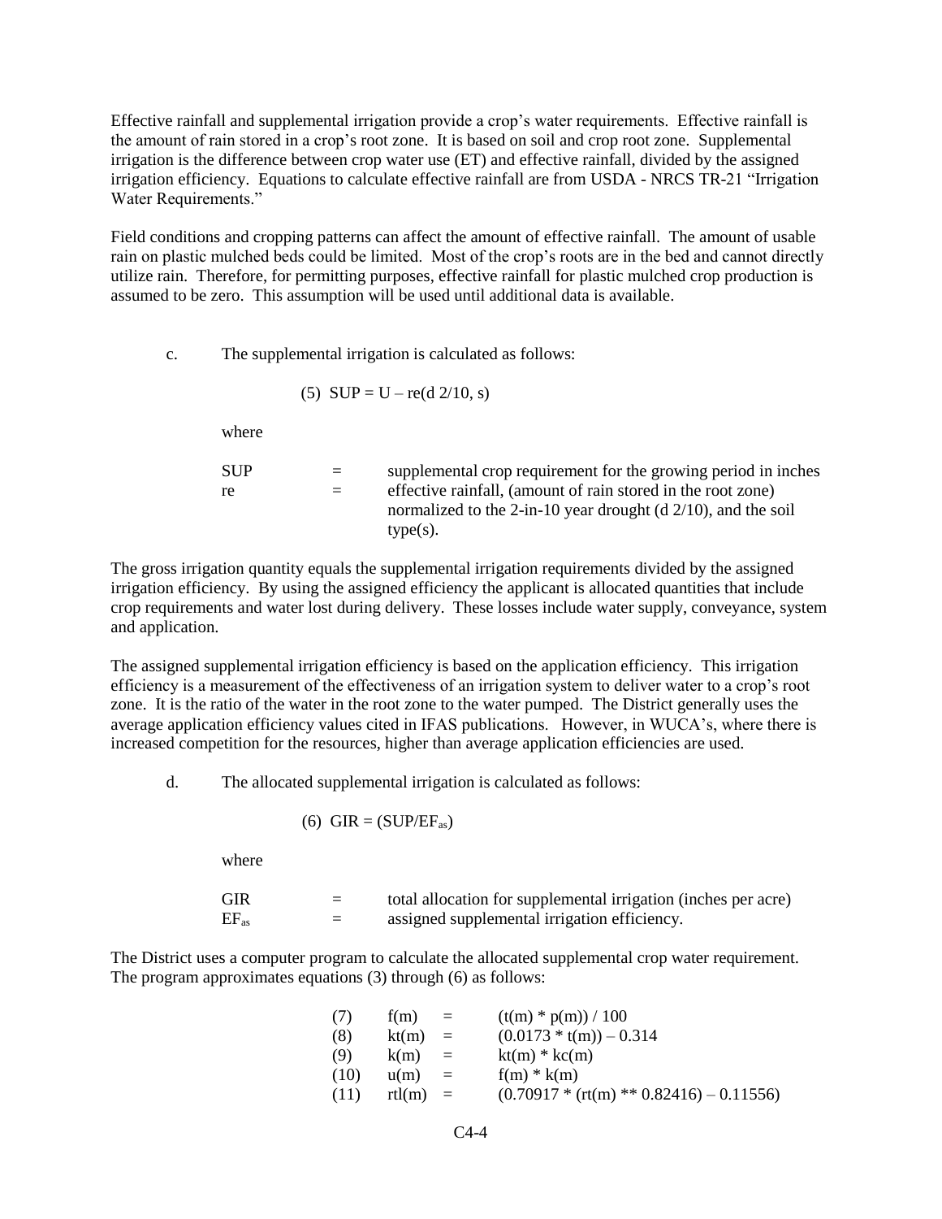Effective rainfall and supplemental irrigation provide a crop's water requirements. Effective rainfall is the amount of rain stored in a crop's root zone. It is based on soil and crop root zone. Supplemental irrigation is the difference between crop water use (ET) and effective rainfall, divided by the assigned irrigation efficiency. Equations to calculate effective rainfall are from USDA - NRCS TR-21 "Irrigation Water Requirements."

Field conditions and cropping patterns can affect the amount of effective rainfall. The amount of usable rain on plastic mulched beds could be limited. Most of the crop's roots are in the bed and cannot directly utilize rain. Therefore, for permitting purposes, effective rainfall for plastic mulched crop production is assumed to be zero. This assumption will be used until additional data is available.

c. The supplemental irrigation is calculated as follows:

$$(5)\quad SUP = U - re(d\ 2/10,\ s)$$

where

| | | |
|---|---|---|
| SUP | = | supplemental crop requirement for the growing period in inches |
| re | = | effective rainfall, (amount of rain stored in the root zone) normalized to the 2-in-10 year drought (d 2/10), and the soil type(s). |

The gross irrigation quantity equals the supplemental irrigation requirements divided by the assigned irrigation efficiency. By using the assigned efficiency the applicant is allocated quantities that include crop requirements and water lost during delivery. These losses include water supply, conveyance, system and application.

The assigned supplemental irrigation efficiency is based on the application efficiency. This irrigation efficiency is a measurement of the effectiveness of an irrigation system to deliver water to a crop's root zone. It is the ratio of the water in the root zone to the water pumped. The District generally uses the average application efficiency values cited in IFAS publications. However, in WUCA's, where there is increased competition for the resources, higher than average application efficiencies are used.

d. The allocated supplemental irrigation is calculated as follows:

$$(6)\quad GIR = (SUP/EF_{as})$$

where

| | | |
|---|---|---|
| GIR | = | total allocation for supplemental irrigation (inches per acre) |
| $EF_{as}$ | = | assigned supplemental irrigation efficiency. |

The District uses a computer program to calculate the allocated supplemental crop water requirement. The program approximates equations (3) through (6) as follows:

| | | | |
|---|---|---|---|
| (7) | f(m) | = | (t(m) * p(m)) / 100 |
| (8) | kt(m) | = | (0.0173 * t(m)) – 0.314 |
| (9) | k(m) | = | kt(m) * kc(m) |
| (10) | u(m) | = | f(m) * k(m) |
| (11) | rtl(m) | = | (0.70917 * (rt(m) ** 0.82416) – 0.11556) |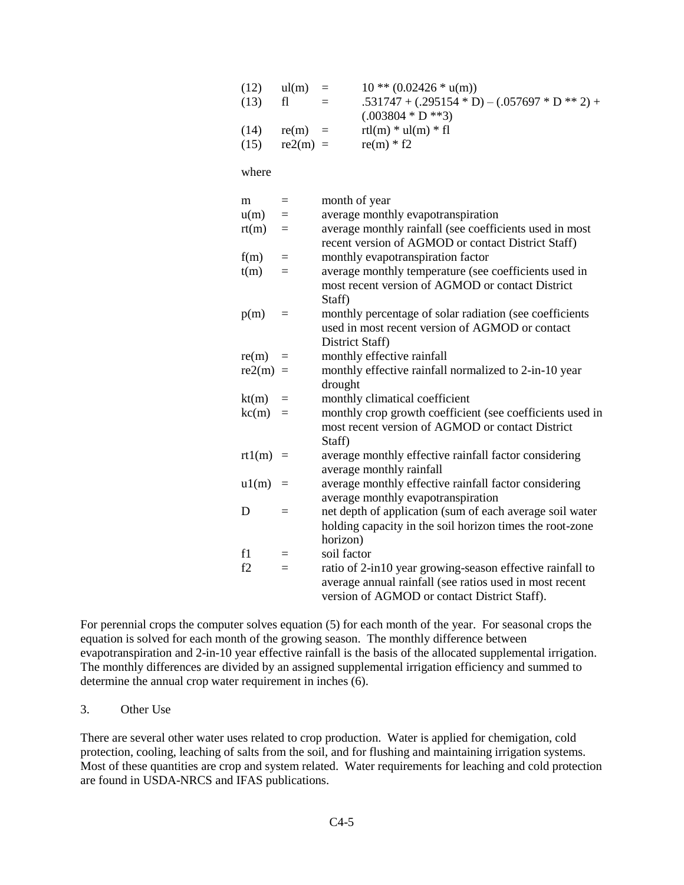(12) $ul(m) = 10 ** (0.02426 * u(m))$

(13) $fl = .531747 + (.295154 * D) - (.057697 * D ** 2) + (.003804 * D **3)$

(14) $re(m) = rtl(m) * ul(m) * fl$

(15) $re2(m) = re(m) * f2$

where

| | | |
|---|---|---|
| m | = | month of year |
| u(m) | = | average monthly evapotranspiration |
| rt(m) | = | average monthly rainfall (see coefficients used in most recent version of AGMOD or contact District Staff) |
| f(m) | = | monthly evapotranspiration factor |
| t(m) | = | average monthly temperature (see coefficients used in most recent version of AGMOD or contact District Staff) |
| p(m) | = | monthly percentage of solar radiation (see coefficients used in most recent version of AGMOD or contact District Staff) |
| re(m) | = | monthly effective rainfall |
| re2(m) | = | monthly effective rainfall normalized to 2-in-10 year drought |
| kt(m) | = | monthly climatical coefficient |
| kc(m) | = | monthly crop growth coefficient (see coefficients used in most recent version of AGMOD or contact District Staff) |
| rt1(m) | = | average monthly effective rainfall factor considering average monthly rainfall |
| u1(m) | = | average monthly effective rainfall factor considering average monthly evapotranspiration |
| D | = | net depth of application (sum of each average soil water holding capacity in the soil horizon times the root-zone horizon) |
| f1 | = | soil factor |
| f2 | = | ratio of 2-in10 year growing-season effective rainfall to average annual rainfall (see ratios used in most recent version of AGMOD or contact District Staff). |

For perennial crops the computer solves equation (5) for each month of the year. For seasonal crops the equation is solved for each month of the growing season. The monthly difference between evapotranspiration and 2-in-10 year effective rainfall is the basis of the allocated supplemental irrigation. The monthly differences are divided by an assigned supplemental irrigation efficiency and summed to determine the annual crop water requirement in inches (6).

3. Other Use

There are several other water uses related to crop production. Water is applied for chemigation, cold protection, cooling, leaching of salts from the soil, and for flushing and maintaining irrigation systems. Most of these quantities are crop and system related. Water requirements for leaching and cold protection are found in USDA-NRCS and IFAS publications.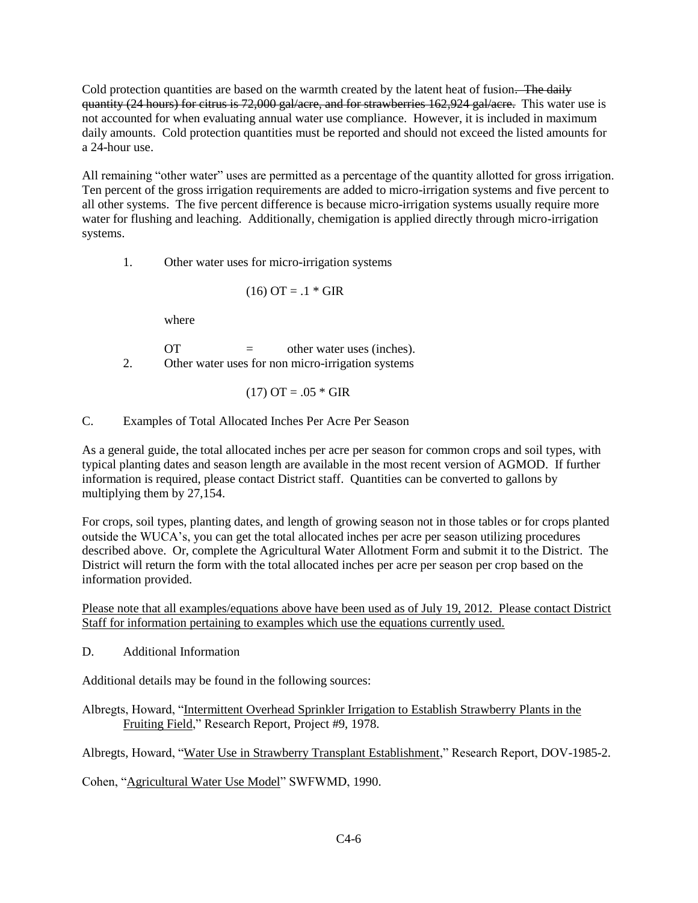Cold protection quantities are based on the warmth created by the latent heat of fusion~~. The daily quantity (24 hours) for citrus is 72,000 gal/acre, and for strawberries 162,924 gal/acre.~~ This water use is not accounted for when evaluating annual water use compliance. However, it is included in maximum daily amounts. Cold protection quantities must be reported and should not exceed the listed amounts for a 24-hour use.

All remaining "other water" uses are permitted as a percentage of the quantity allotted for gross irrigation. Ten percent of the gross irrigation requirements are added to micro-irrigation systems and five percent to all other systems. The five percent difference is because micro-irrigation systems usually require more water for flushing and leaching. Additionally, chemigation is applied directly through micro-irrigation systems.

1. Other water uses for micro-irrigation systems

   $$(16)\ OT = .1 * GIR$$

   where

   OT = other water uses (inches).

2. Other water uses for non micro-irrigation systems

   $$(17)\ OT = .05 * GIR$$

C. Examples of Total Allocated Inches Per Acre Per Season

As a general guide, the total allocated inches per acre per season for common crops and soil types, with typical planting dates and season length are available in the most recent version of AGMOD. If further information is required, please contact District staff. Quantities can be converted to gallons by multiplying them by 27,154.

For crops, soil types, planting dates, and length of growing season not in those tables or for crops planted outside the WUCA's, you can get the total allocated inches per acre per season utilizing procedures described above. Or, complete the Agricultural Water Allotment Form and submit it to the District. The District will return the form with the total allocated inches per acre per season per crop based on the information provided.

<u>Please note that all examples/equations above have been used as of July 19, 2012. Please contact District Staff for information pertaining to examples which use the equations currently used.</u>

D. Additional Information

Additional details may be found in the following sources:

Albregts, Howard, "<u>Intermittent Overhead Sprinkler Irrigation to Establish Strawberry Plants in the Fruiting Field</u>," Research Report, Project #9, 1978.

Albregts, Howard, "<u>Water Use in Strawberry Transplant Establishment</u>," Research Report, DOV-1985-2.

Cohen, "<u>Agricultural Water Use Model</u>" SWFWMD, 1990.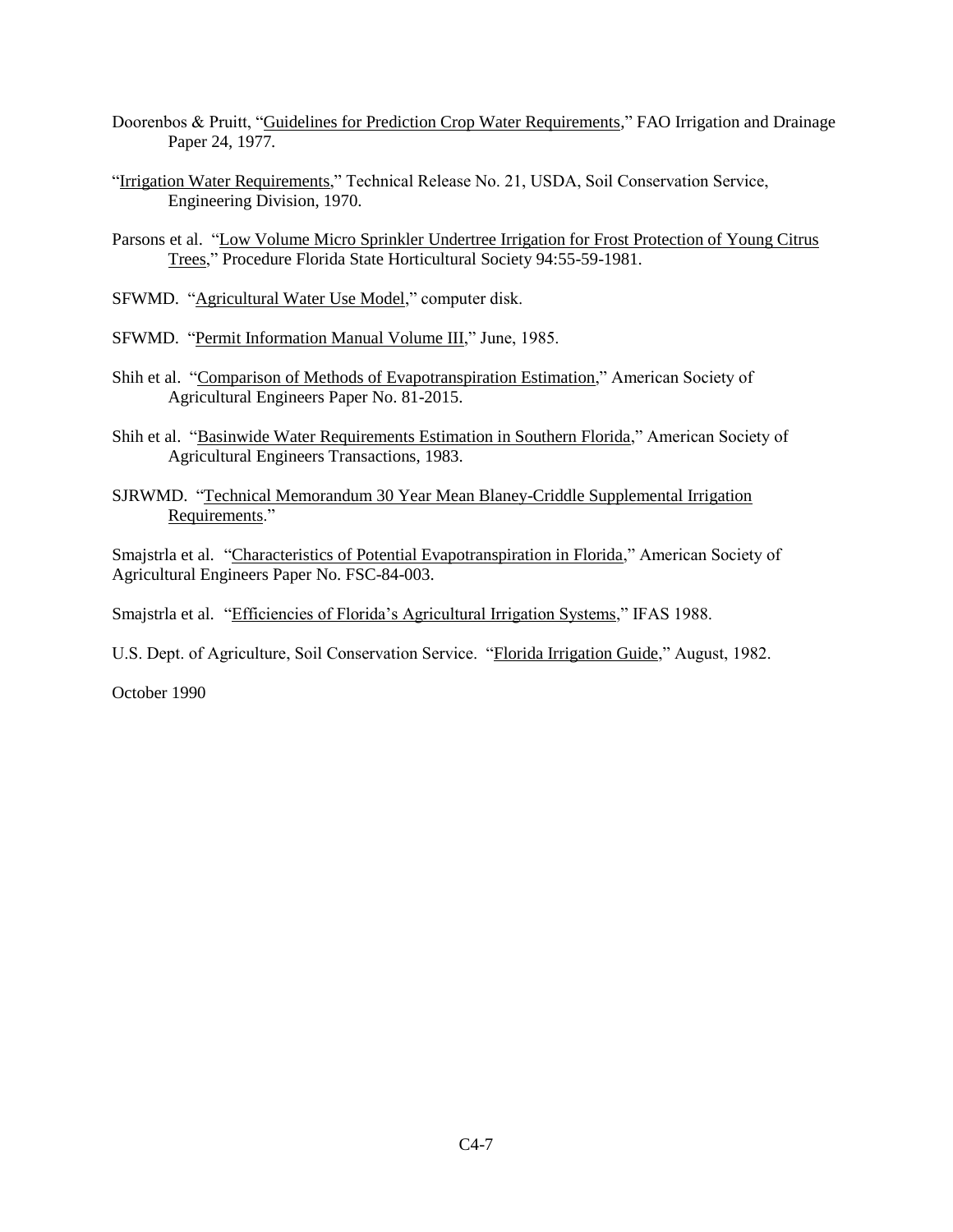Doorenbos & Pruitt, "Guidelines for Prediction Crop Water Requirements," FAO Irrigation and Drainage Paper 24, 1977.

"Irrigation Water Requirements," Technical Release No. 21, USDA, Soil Conservation Service, Engineering Division, 1970.

Parsons et al. "Low Volume Micro Sprinkler Undertree Irrigation for Frost Protection of Young Citrus Trees," Procedure Florida State Horticultural Society 94:55-59-1981.

SFWMD. "Agricultural Water Use Model," computer disk.

SFWMD. "Permit Information Manual Volume III," June, 1985.

Shih et al. "Comparison of Methods of Evapotranspiration Estimation," American Society of Agricultural Engineers Paper No. 81-2015.

Shih et al. "Basinwide Water Requirements Estimation in Southern Florida," American Society of Agricultural Engineers Transactions, 1983.

SJRWMD. "Technical Memorandum 30 Year Mean Blaney-Criddle Supplemental Irrigation Requirements."

Smajstrla et al. "Characteristics of Potential Evapotranspiration in Florida," American Society of Agricultural Engineers Paper No. FSC-84-003.

Smajstrla et al. "Efficiencies of Florida's Agricultural Irrigation Systems," IFAS 1988.

U.S. Dept. of Agriculture, Soil Conservation Service. "Florida Irrigation Guide," August, 1982.

October 1990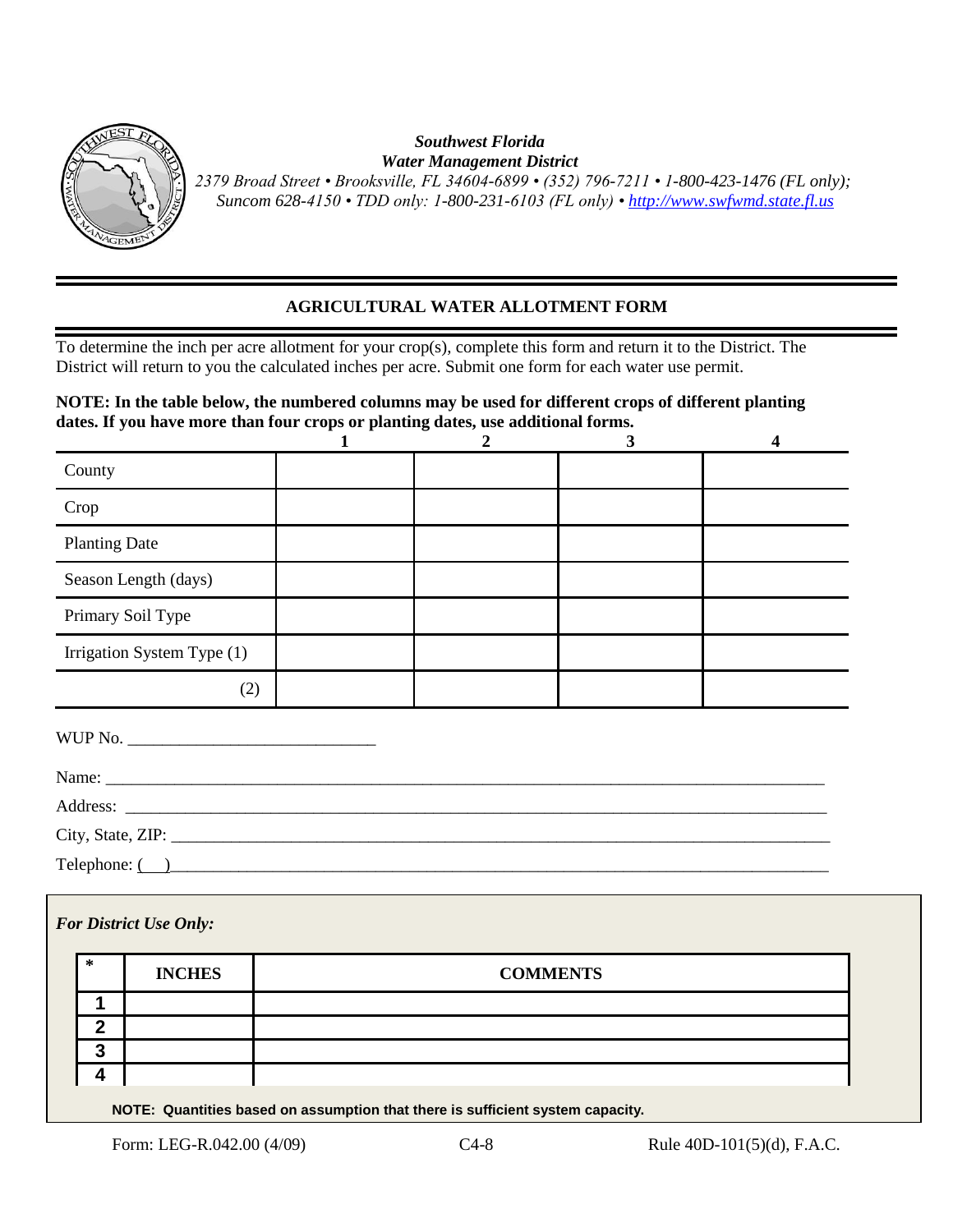*Southwest Florida*
*Water Management District*
*2379 Broad Street • Brooksville, FL 34604-6899 • (352) 796-7211 • 1-800-423-1476 (FL only); Suncom 628-4150 • TDD only: 1-800-231-6103 (FL only) • http://www.swfwmd.state.fl.us*

## AGRICULTURAL WATER ALLOTMENT FORM

To determine the inch per acre allotment for your crop(s), complete this form and return it to the District. The District will return to you the calculated inches per acre. Submit one form for each water use permit.

**NOTE: In the table below, the numbered columns may be used for different crops of different planting dates. If you have more than four crops or planting dates, use additional forms.**

| | 1 | 2 | 3 | 4 |
|---|---|---|---|---|
| County | | | | |
| Crop | | | | |
| Planting Date | | | | |
| Season Length (days) | | | | |
| Primary Soil Type | | | | |
| Irrigation System Type (1) | | | | |
| (2) | | | | |

WUP No. ______________________________

Name: ______________________________

Address: ______________________________

City, State, ZIP: ______________________________

Telephone: (    )______________________________

***For District Use Only:***

| * | INCHES | COMMENTS |
|---|---|---|
| 1 | | |
| 2 | | |
| 3 | | |
| 4 | | |

**NOTE: Quantities based on assumption that there is sufficient system capacity.**

Form: LEG-R.042.00 (4/09) C4-8 Rule 40D-101(5)(d), F.A.C.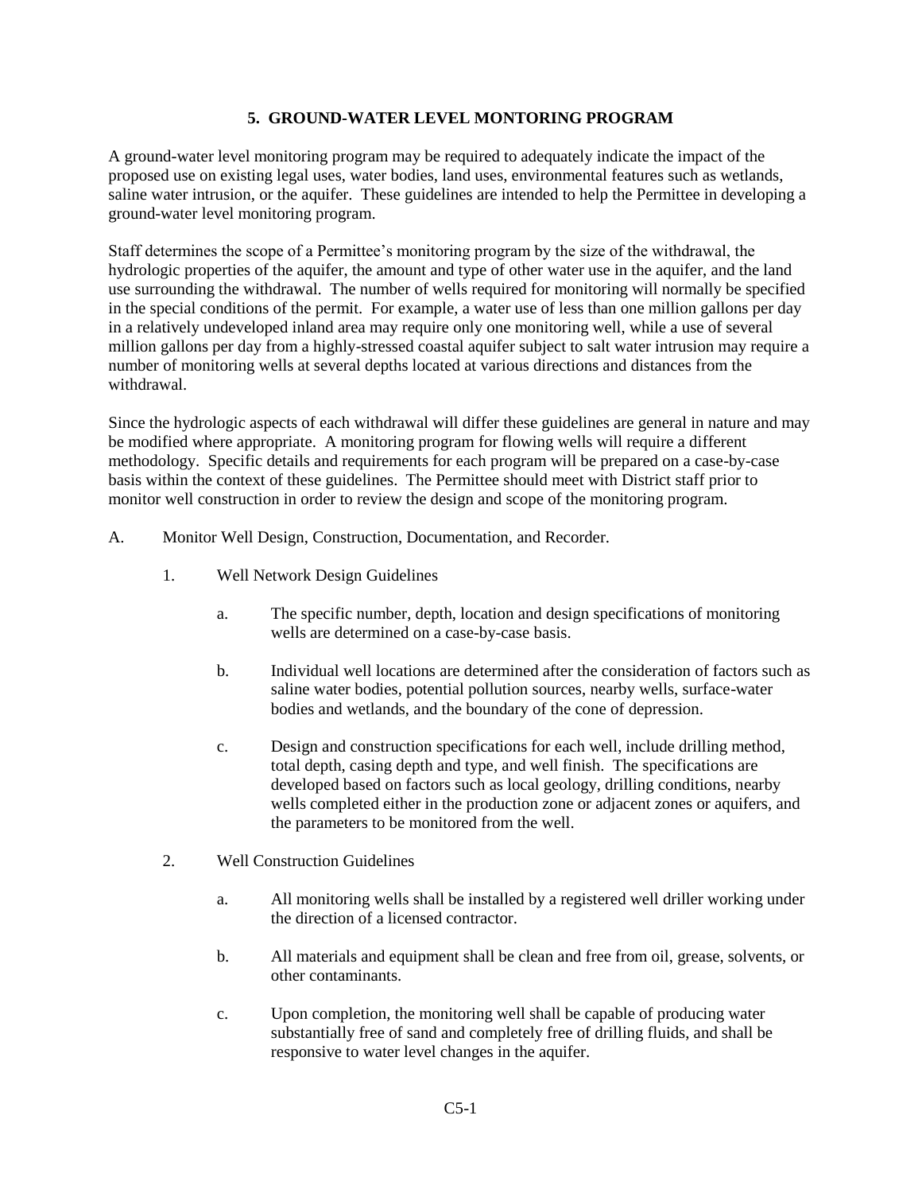## 5. GROUND-WATER LEVEL MONTORING PROGRAM

A ground-water level monitoring program may be required to adequately indicate the impact of the proposed use on existing legal uses, water bodies, land uses, environmental features such as wetlands, saline water intrusion, or the aquifer. These guidelines are intended to help the Permittee in developing a ground-water level monitoring program.

Staff determines the scope of a Permittee's monitoring program by the size of the withdrawal, the hydrologic properties of the aquifer, the amount and type of other water use in the aquifer, and the land use surrounding the withdrawal. The number of wells required for monitoring will normally be specified in the special conditions of the permit. For example, a water use of less than one million gallons per day in a relatively undeveloped inland area may require only one monitoring well, while a use of several million gallons per day from a highly-stressed coastal aquifer subject to salt water intrusion may require a number of monitoring wells at several depths located at various directions and distances from the withdrawal.

Since the hydrologic aspects of each withdrawal will differ these guidelines are general in nature and may be modified where appropriate. A monitoring program for flowing wells will require a different methodology. Specific details and requirements for each program will be prepared on a case-by-case basis within the context of these guidelines. The Permittee should meet with District staff prior to monitor well construction in order to review the design and scope of the monitoring program.

A. Monitor Well Design, Construction, Documentation, and Recorder.

1. Well Network Design Guidelines

   a. The specific number, depth, location and design specifications of monitoring wells are determined on a case-by-case basis.

   b. Individual well locations are determined after the consideration of factors such as saline water bodies, potential pollution sources, nearby wells, surface-water bodies and wetlands, and the boundary of the cone of depression.

   c. Design and construction specifications for each well, include drilling method, total depth, casing depth and type, and well finish. The specifications are developed based on factors such as local geology, drilling conditions, nearby wells completed either in the production zone or adjacent zones or aquifers, and the parameters to be monitored from the well.

2. Well Construction Guidelines

   a. All monitoring wells shall be installed by a registered well driller working under the direction of a licensed contractor.

   b. All materials and equipment shall be clean and free from oil, grease, solvents, or other contaminants.

   c. Upon completion, the monitoring well shall be capable of producing water substantially free of sand and completely free of drilling fluids, and shall be responsive to water level changes in the aquifer.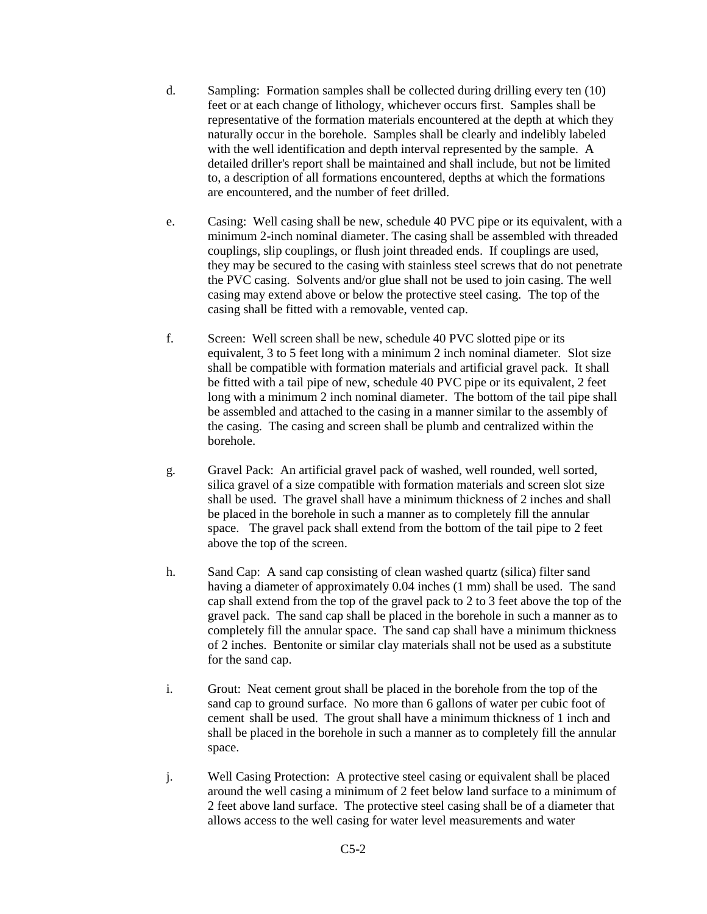d. Sampling: Formation samples shall be collected during drilling every ten (10) feet or at each change of lithology, whichever occurs first. Samples shall be representative of the formation materials encountered at the depth at which they naturally occur in the borehole. Samples shall be clearly and indelibly labeled with the well identification and depth interval represented by the sample. A detailed driller's report shall be maintained and shall include, but not be limited to, a description of all formations encountered, depths at which the formations are encountered, and the number of feet drilled.

e. Casing: Well casing shall be new, schedule 40 PVC pipe or its equivalent, with a minimum 2-inch nominal diameter. The casing shall be assembled with threaded couplings, slip couplings, or flush joint threaded ends. If couplings are used, they may be secured to the casing with stainless steel screws that do not penetrate the PVC casing. Solvents and/or glue shall not be used to join casing. The well casing may extend above or below the protective steel casing. The top of the casing shall be fitted with a removable, vented cap.

f. Screen: Well screen shall be new, schedule 40 PVC slotted pipe or its equivalent, 3 to 5 feet long with a minimum 2 inch nominal diameter. Slot size shall be compatible with formation materials and artificial gravel pack. It shall be fitted with a tail pipe of new, schedule 40 PVC pipe or its equivalent, 2 feet long with a minimum 2 inch nominal diameter. The bottom of the tail pipe shall be assembled and attached to the casing in a manner similar to the assembly of the casing. The casing and screen shall be plumb and centralized within the borehole.

g. Gravel Pack: An artificial gravel pack of washed, well rounded, well sorted, silica gravel of a size compatible with formation materials and screen slot size shall be used. The gravel shall have a minimum thickness of 2 inches and shall be placed in the borehole in such a manner as to completely fill the annular space. The gravel pack shall extend from the bottom of the tail pipe to 2 feet above the top of the screen.

h. Sand Cap: A sand cap consisting of clean washed quartz (silica) filter sand having a diameter of approximately 0.04 inches (1 mm) shall be used. The sand cap shall extend from the top of the gravel pack to 2 to 3 feet above the top of the gravel pack. The sand cap shall be placed in the borehole in such a manner as to completely fill the annular space. The sand cap shall have a minimum thickness of 2 inches. Bentonite or similar clay materials shall not be used as a substitute for the sand cap.

i. Grout: Neat cement grout shall be placed in the borehole from the top of the sand cap to ground surface. No more than 6 gallons of water per cubic foot of cement shall be used. The grout shall have a minimum thickness of 1 inch and shall be placed in the borehole in such a manner as to completely fill the annular space.

j. Well Casing Protection: A protective steel casing or equivalent shall be placed around the well casing a minimum of 2 feet below land surface to a minimum of 2 feet above land surface. The protective steel casing shall be of a diameter that allows access to the well casing for water level measurements and water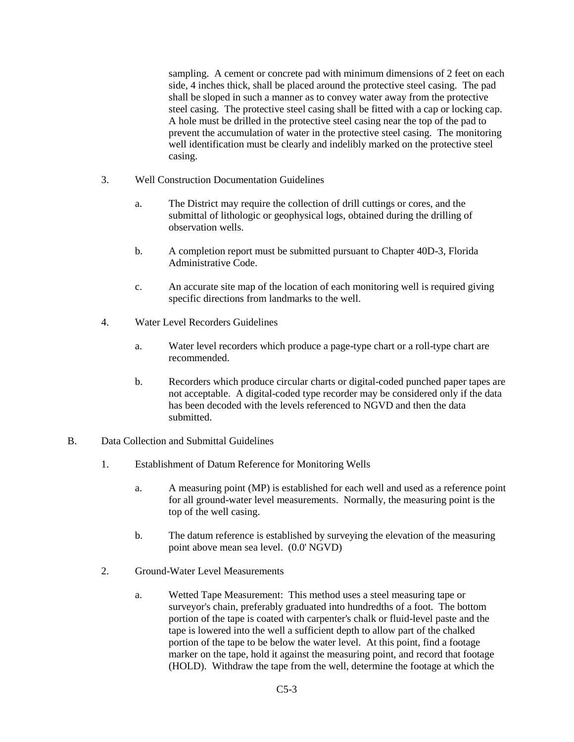sampling. A cement or concrete pad with minimum dimensions of 2 feet on each side, 4 inches thick, shall be placed around the protective steel casing. The pad shall be sloped in such a manner as to convey water away from the protective steel casing. The protective steel casing shall be fitted with a cap or locking cap. A hole must be drilled in the protective steel casing near the top of the pad to prevent the accumulation of water in the protective steel casing. The monitoring well identification must be clearly and indelibly marked on the protective steel casing.

3. Well Construction Documentation Guidelines

   a. The District may require the collection of drill cuttings or cores, and the submittal of lithologic or geophysical logs, obtained during the drilling of observation wells.

   b. A completion report must be submitted pursuant to Chapter 40D-3, Florida Administrative Code.

   c. An accurate site map of the location of each monitoring well is required giving specific directions from landmarks to the well.

4. Water Level Recorders Guidelines

   a. Water level recorders which produce a page-type chart or a roll-type chart are recommended.

   b. Recorders which produce circular charts or digital-coded punched paper tapes are not acceptable. A digital-coded type recorder may be considered only if the data has been decoded with the levels referenced to NGVD and then the data submitted.

B. Data Collection and Submittal Guidelines

1. Establishment of Datum Reference for Monitoring Wells

   a. A measuring point (MP) is established for each well and used as a reference point for all ground-water level measurements. Normally, the measuring point is the top of the well casing.

   b. The datum reference is established by surveying the elevation of the measuring point above mean sea level. (0.0' NGVD)

2. Ground-Water Level Measurements

   a. Wetted Tape Measurement: This method uses a steel measuring tape or surveyor's chain, preferably graduated into hundredths of a foot. The bottom portion of the tape is coated with carpenter's chalk or fluid-level paste and the tape is lowered into the well a sufficient depth to allow part of the chalked portion of the tape to be below the water level. At this point, find a footage marker on the tape, hold it against the measuring point, and record that footage (HOLD). Withdraw the tape from the well, determine the footage at which the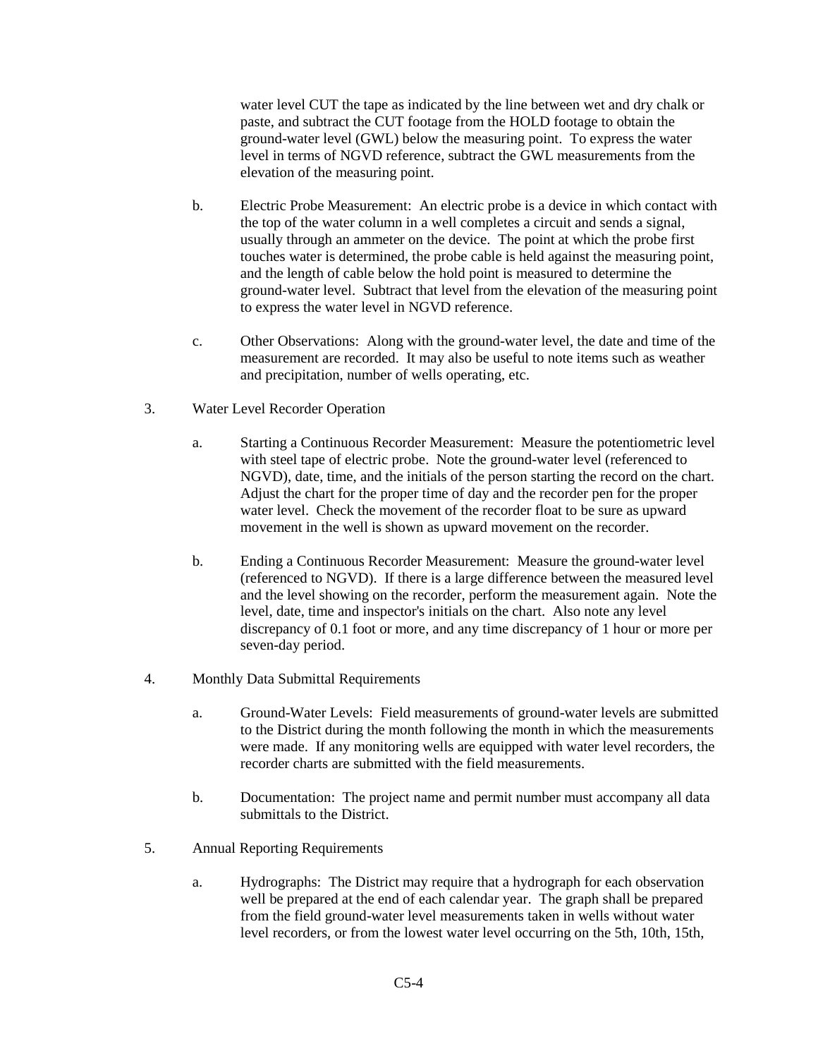water level CUT the tape as indicated by the line between wet and dry chalk or paste, and subtract the CUT footage from the HOLD footage to obtain the ground-water level (GWL) below the measuring point. To express the water level in terms of NGVD reference, subtract the GWL measurements from the elevation of the measuring point.

b. Electric Probe Measurement: An electric probe is a device in which contact with the top of the water column in a well completes a circuit and sends a signal, usually through an ammeter on the device. The point at which the probe first touches water is determined, the probe cable is held against the measuring point, and the length of cable below the hold point is measured to determine the ground-water level. Subtract that level from the elevation of the measuring point to express the water level in NGVD reference.

c. Other Observations: Along with the ground-water level, the date and time of the measurement are recorded. It may also be useful to note items such as weather and precipitation, number of wells operating, etc.

3. Water Level Recorder Operation

a. Starting a Continuous Recorder Measurement: Measure the potentiometric level with steel tape of electric probe. Note the ground-water level (referenced to NGVD), date, time, and the initials of the person starting the record on the chart. Adjust the chart for the proper time of day and the recorder pen for the proper water level. Check the movement of the recorder float to be sure as upward movement in the well is shown as upward movement on the recorder.

b. Ending a Continuous Recorder Measurement: Measure the ground-water level (referenced to NGVD). If there is a large difference between the measured level and the level showing on the recorder, perform the measurement again. Note the level, date, time and inspector's initials on the chart. Also note any level discrepancy of 0.1 foot or more, and any time discrepancy of 1 hour or more per seven-day period.

4. Monthly Data Submittal Requirements

a. Ground-Water Levels: Field measurements of ground-water levels are submitted to the District during the month following the month in which the measurements were made. If any monitoring wells are equipped with water level recorders, the recorder charts are submitted with the field measurements.

b. Documentation: The project name and permit number must accompany all data submittals to the District.

5. Annual Reporting Requirements

a. Hydrographs: The District may require that a hydrograph for each observation well be prepared at the end of each calendar year. The graph shall be prepared from the field ground-water level measurements taken in wells without water level recorders, or from the lowest water level occurring on the 5th, 10th, 15th,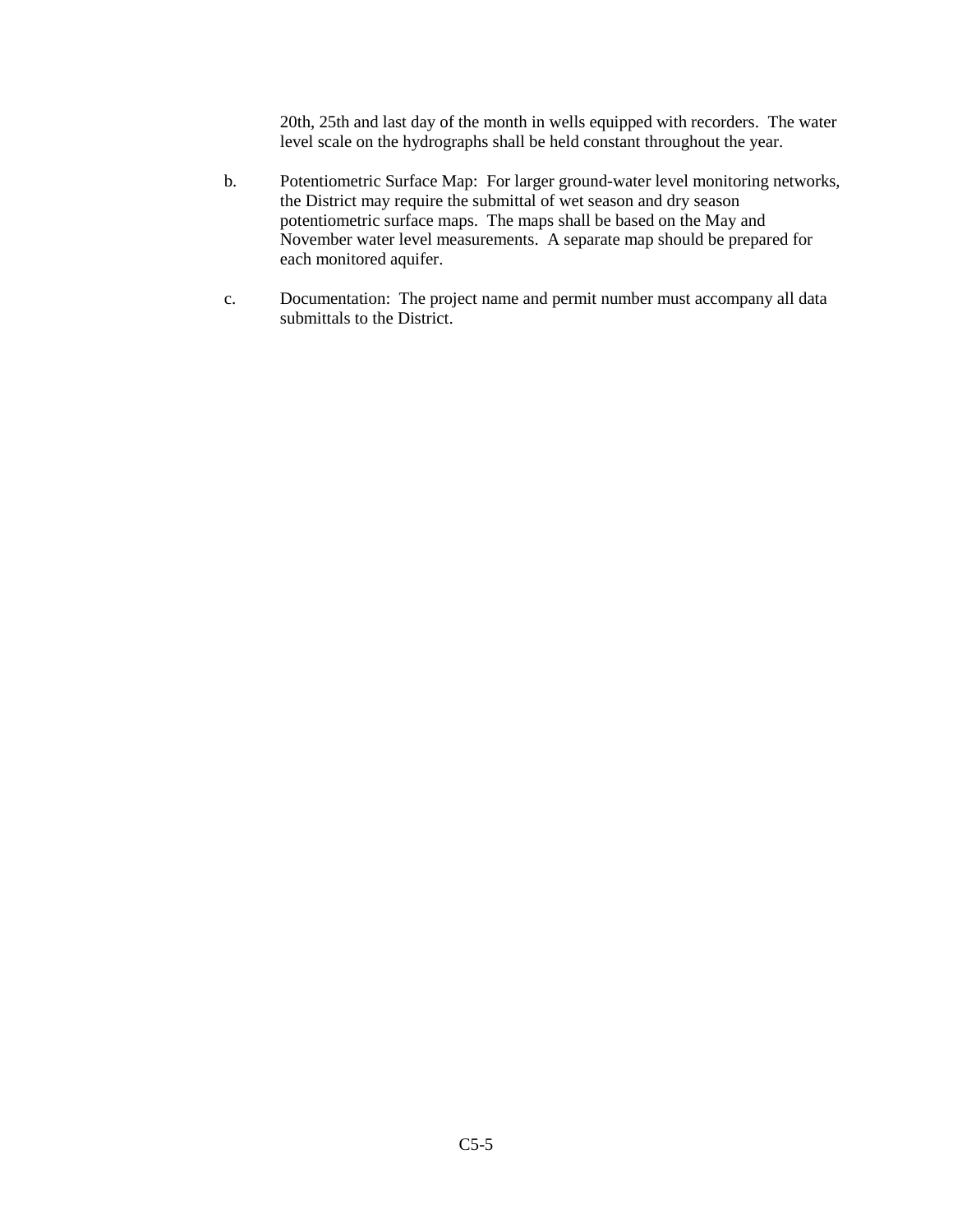20th, 25th and last day of the month in wells equipped with recorders. The water level scale on the hydrographs shall be held constant throughout the year.

b. Potentiometric Surface Map: For larger ground-water level monitoring networks, the District may require the submittal of wet season and dry season potentiometric surface maps. The maps shall be based on the May and November water level measurements. A separate map should be prepared for each monitored aquifer.

c. Documentation: The project name and permit number must accompany all data submittals to the District.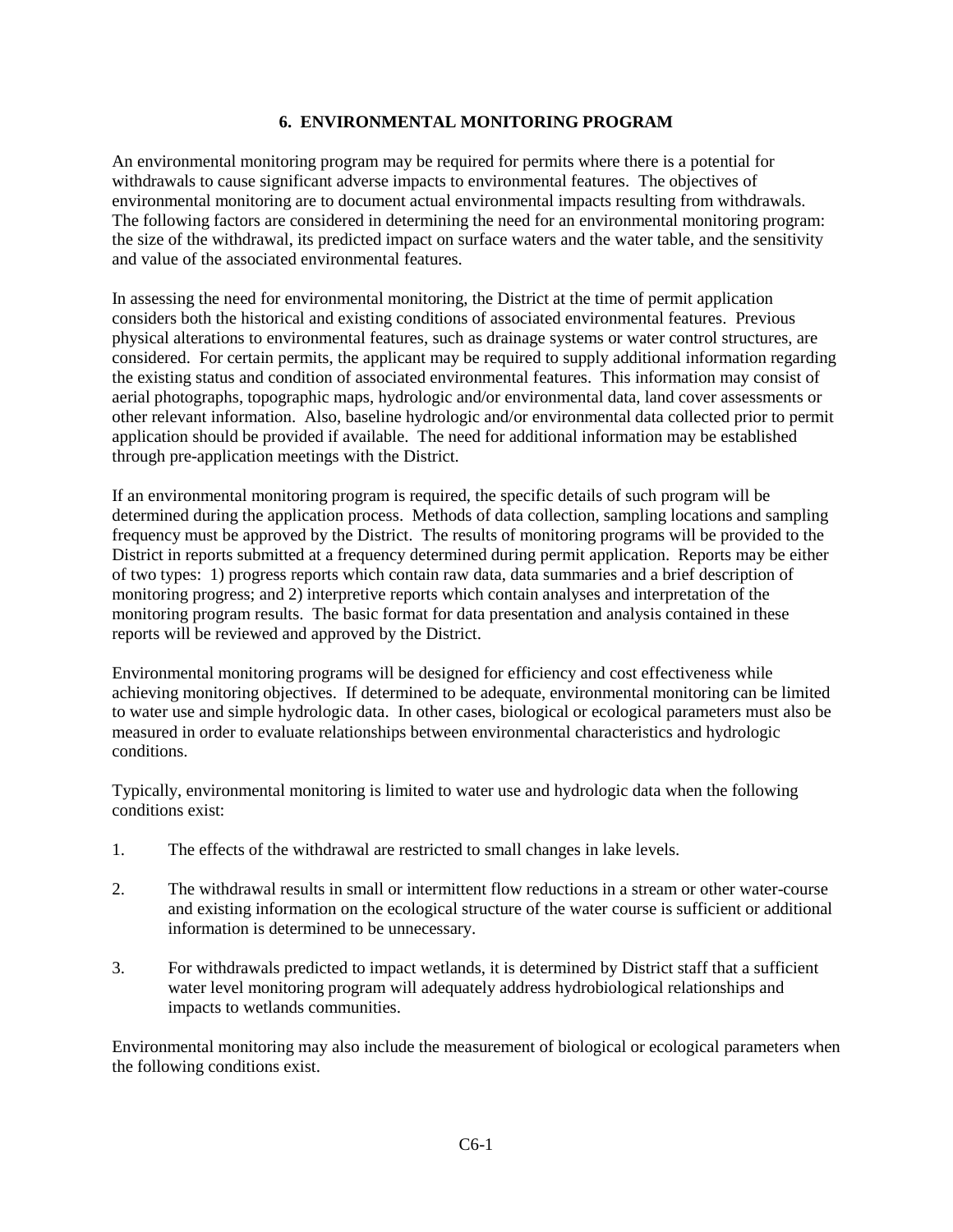# 6. ENVIRONMENTAL MONITORING PROGRAM

An environmental monitoring program may be required for permits where there is a potential for withdrawals to cause significant adverse impacts to environmental features. The objectives of environmental monitoring are to document actual environmental impacts resulting from withdrawals. The following factors are considered in determining the need for an environmental monitoring program: the size of the withdrawal, its predicted impact on surface waters and the water table, and the sensitivity and value of the associated environmental features.

In assessing the need for environmental monitoring, the District at the time of permit application considers both the historical and existing conditions of associated environmental features. Previous physical alterations to environmental features, such as drainage systems or water control structures, are considered. For certain permits, the applicant may be required to supply additional information regarding the existing status and condition of associated environmental features. This information may consist of aerial photographs, topographic maps, hydrologic and/or environmental data, land cover assessments or other relevant information. Also, baseline hydrologic and/or environmental data collected prior to permit application should be provided if available. The need for additional information may be established through pre-application meetings with the District.

If an environmental monitoring program is required, the specific details of such program will be determined during the application process. Methods of data collection, sampling locations and sampling frequency must be approved by the District. The results of monitoring programs will be provided to the District in reports submitted at a frequency determined during permit application. Reports may be either of two types: 1) progress reports which contain raw data, data summaries and a brief description of monitoring progress; and 2) interpretive reports which contain analyses and interpretation of the monitoring program results. The basic format for data presentation and analysis contained in these reports will be reviewed and approved by the District.

Environmental monitoring programs will be designed for efficiency and cost effectiveness while achieving monitoring objectives. If determined to be adequate, environmental monitoring can be limited to water use and simple hydrologic data. In other cases, biological or ecological parameters must also be measured in order to evaluate relationships between environmental characteristics and hydrologic conditions.

Typically, environmental monitoring is limited to water use and hydrologic data when the following conditions exist:

1. The effects of the withdrawal are restricted to small changes in lake levels.

2. The withdrawal results in small or intermittent flow reductions in a stream or other water-course and existing information on the ecological structure of the water course is sufficient or additional information is determined to be unnecessary.

3. For withdrawals predicted to impact wetlands, it is determined by District staff that a sufficient water level monitoring program will adequately address hydrobiological relationships and impacts to wetlands communities.

Environmental monitoring may also include the measurement of biological or ecological parameters when the following conditions exist.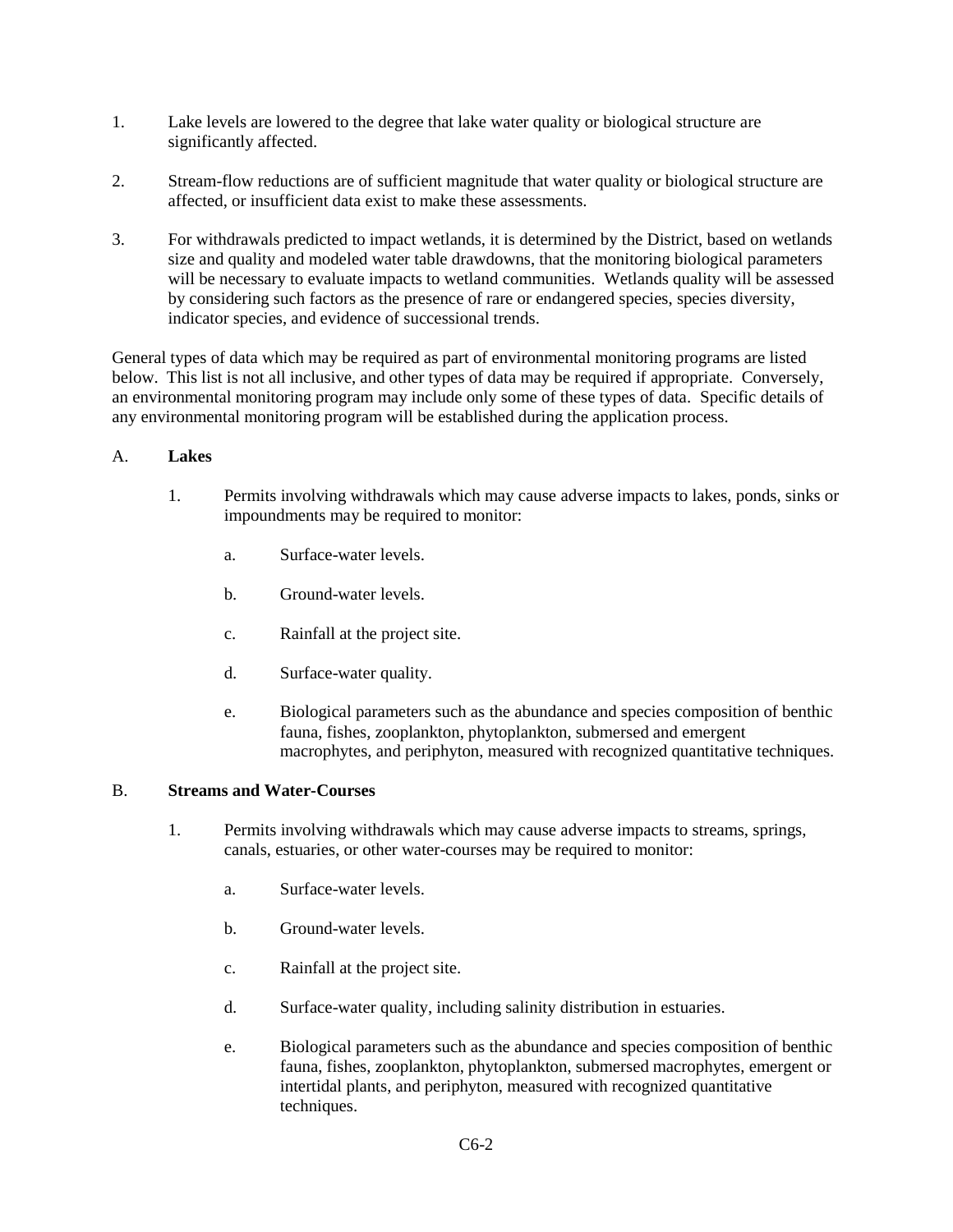1. Lake levels are lowered to the degree that lake water quality or biological structure are significantly affected.

2. Stream-flow reductions are of sufficient magnitude that water quality or biological structure are affected, or insufficient data exist to make these assessments.

3. For withdrawals predicted to impact wetlands, it is determined by the District, based on wetlands size and quality and modeled water table drawdowns, that the monitoring biological parameters will be necessary to evaluate impacts to wetland communities. Wetlands quality will be assessed by considering such factors as the presence of rare or endangered species, species diversity, indicator species, and evidence of successional trends.

General types of data which may be required as part of environmental monitoring programs are listed below. This list is not all inclusive, and other types of data may be required if appropriate. Conversely, an environmental monitoring program may include only some of these types of data. Specific details of any environmental monitoring program will be established during the application process.

A. **Lakes**

1. Permits involving withdrawals which may cause adverse impacts to lakes, ponds, sinks or impoundments may be required to monitor:

    a. Surface-water levels.

    b. Ground-water levels.

    c. Rainfall at the project site.

    d. Surface-water quality.

    e. Biological parameters such as the abundance and species composition of benthic fauna, fishes, zooplankton, phytoplankton, submersed and emergent macrophytes, and periphyton, measured with recognized quantitative techniques.

B. **Streams and Water-Courses**

1. Permits involving withdrawals which may cause adverse impacts to streams, springs, canals, estuaries, or other water-courses may be required to monitor:

    a. Surface-water levels.

    b. Ground-water levels.

    c. Rainfall at the project site.

    d. Surface-water quality, including salinity distribution in estuaries.

    e. Biological parameters such as the abundance and species composition of benthic fauna, fishes, zooplankton, phytoplankton, submersed macrophytes, emergent or intertidal plants, and periphyton, measured with recognized quantitative techniques.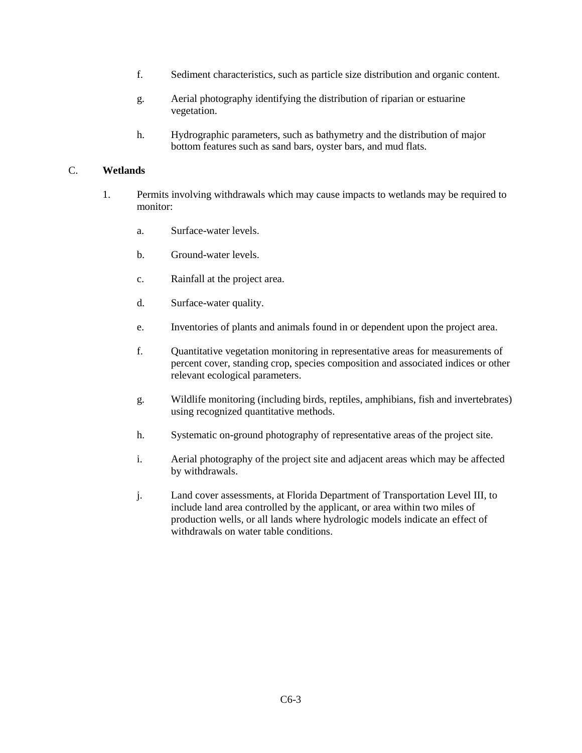f. Sediment characteristics, such as particle size distribution and organic content.

g. Aerial photography identifying the distribution of riparian or estuarine vegetation.

h. Hydrographic parameters, such as bathymetry and the distribution of major bottom features such as sand bars, oyster bars, and mud flats.

## C. **Wetlands**

1. Permits involving withdrawals which may cause impacts to wetlands may be required to monitor:

    a. Surface-water levels.

    b. Ground-water levels.

    c. Rainfall at the project area.

    d. Surface-water quality.

    e. Inventories of plants and animals found in or dependent upon the project area.

    f. Quantitative vegetation monitoring in representative areas for measurements of percent cover, standing crop, species composition and associated indices or other relevant ecological parameters.

    g. Wildlife monitoring (including birds, reptiles, amphibians, fish and invertebrates) using recognized quantitative methods.

    h. Systematic on-ground photography of representative areas of the project site.

    i. Aerial photography of the project site and adjacent areas which may be affected by withdrawals.

    j. Land cover assessments, at Florida Department of Transportation Level III, to include land area controlled by the applicant, or area within two miles of production wells, or all lands where hydrologic models indicate an effect of withdrawals on water table conditions.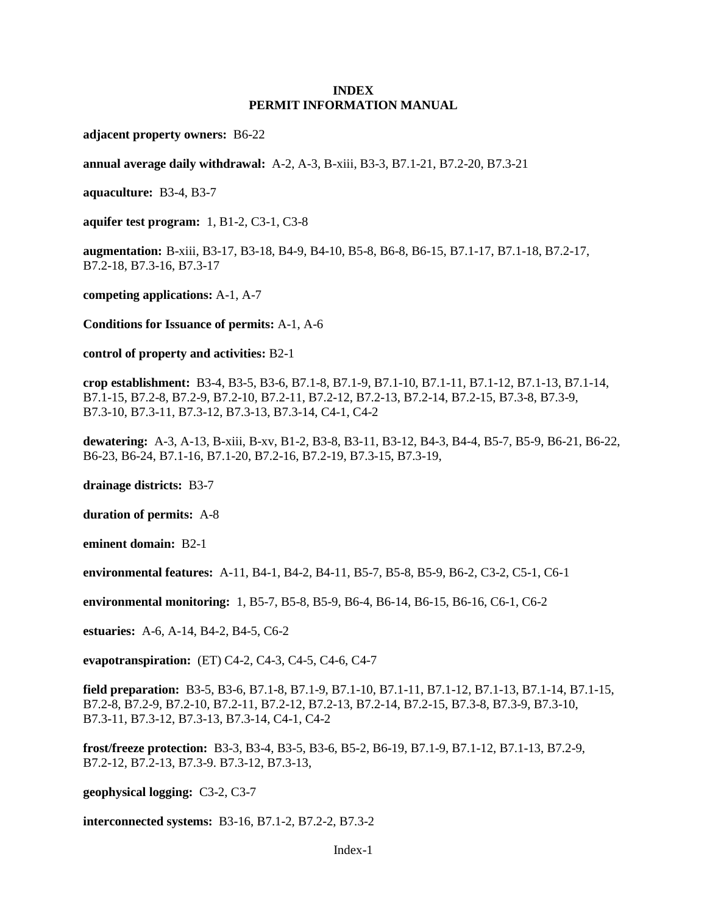# INDEX
## PERMIT INFORMATION MANUAL

**adjacent property owners:** B6-22

**annual average daily withdrawal:** A-2, A-3, B-xiii, B3-3, B7.1-21, B7.2-20, B7.3-21

**aquaculture:** B3-4, B3-7

**aquifer test program:** 1, B1-2, C3-1, C3-8

**augmentation:** B-xiii, B3-17, B3-18, B4-9, B4-10, B5-8, B6-8, B6-15, B7.1-17, B7.1-18, B7.2-17, B7.2-18, B7.3-16, B7.3-17

**competing applications:** A-1, A-7

**Conditions for Issuance of permits:** A-1, A-6

**control of property and activities:** B2-1

**crop establishment:** B3-4, B3-5, B3-6, B7.1-8, B7.1-9, B7.1-10, B7.1-11, B7.1-12, B7.1-13, B7.1-14, B7.1-15, B7.2-8, B7.2-9, B7.2-10, B7.2-11, B7.2-12, B7.2-13, B7.2-14, B7.2-15, B7.3-8, B7.3-9, B7.3-10, B7.3-11, B7.3-12, B7.3-13, B7.3-14, C4-1, C4-2

**dewatering:** A-3, A-13, B-xiii, B-xv, B1-2, B3-8, B3-11, B3-12, B4-3, B4-4, B5-7, B5-9, B6-21, B6-22, B6-23, B6-24, B7.1-16, B7.1-20, B7.2-16, B7.2-19, B7.3-15, B7.3-19,

**drainage districts:** B3-7

**duration of permits:** A-8

**eminent domain:** B2-1

**environmental features:** A-11, B4-1, B4-2, B4-11, B5-7, B5-8, B5-9, B6-2, C3-2, C5-1, C6-1

**environmental monitoring:** 1, B5-7, B5-8, B5-9, B6-4, B6-14, B6-15, B6-16, C6-1, C6-2

**estuaries:** A-6, A-14, B4-2, B4-5, C6-2

**evapotranspiration:** (ET) C4-2, C4-3, C4-5, C4-6, C4-7

**field preparation:** B3-5, B3-6, B7.1-8, B7.1-9, B7.1-10, B7.1-11, B7.1-12, B7.1-13, B7.1-14, B7.1-15, B7.2-8, B7.2-9, B7.2-10, B7.2-11, B7.2-12, B7.2-13, B7.2-14, B7.2-15, B7.3-8, B7.3-9, B7.3-10, B7.3-11, B7.3-12, B7.3-13, B7.3-14, C4-1, C4-2

**frost/freeze protection:** B3-3, B3-4, B3-5, B3-6, B5-2, B6-19, B7.1-9, B7.1-12, B7.1-13, B7.2-9, B7.2-12, B7.2-13, B7.3-9. B7.3-12, B7.3-13,

**geophysical logging:** C3-2, C3-7

**interconnected systems:** B3-16, B7.1-2, B7.2-2, B7.3-2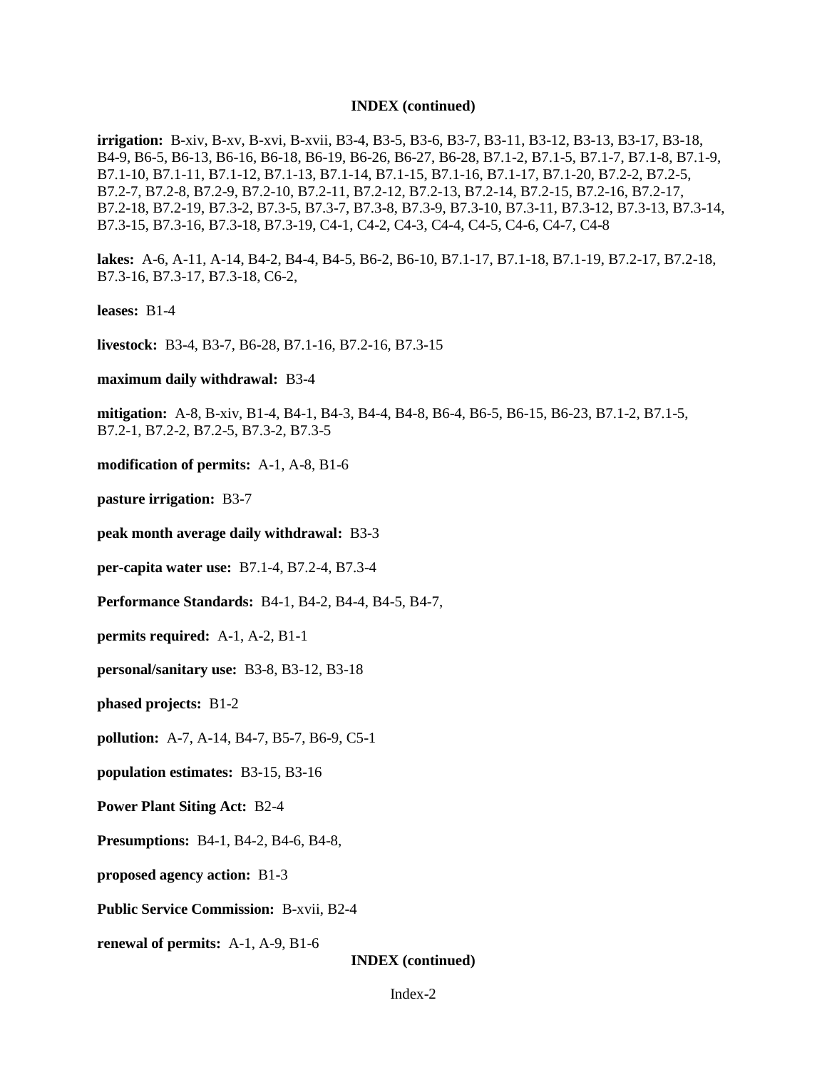**INDEX (continued)**

**irrigation:** B-xiv, B-xv, B-xvi, B-xvii, B3-4, B3-5, B3-6, B3-7, B3-11, B3-12, B3-13, B3-17, B3-18, B4-9, B6-5, B6-13, B6-16, B6-18, B6-19, B6-26, B6-27, B6-28, B7.1-2, B7.1-5, B7.1-7, B7.1-8, B7.1-9, B7.1-10, B7.1-11, B7.1-12, B7.1-13, B7.1-14, B7.1-15, B7.1-16, B7.1-17, B7.1-20, B7.2-2, B7.2-5, B7.2-7, B7.2-8, B7.2-9, B7.2-10, B7.2-11, B7.2-12, B7.2-13, B7.2-14, B7.2-15, B7.2-16, B7.2-17, B7.2-18, B7.2-19, B7.3-2, B7.3-5, B7.3-7, B7.3-8, B7.3-9, B7.3-10, B7.3-11, B7.3-12, B7.3-13, B7.3-14, B7.3-15, B7.3-16, B7.3-18, B7.3-19, C4-1, C4-2, C4-3, C4-4, C4-5, C4-6, C4-7, C4-8

**lakes:** A-6, A-11, A-14, B4-2, B4-4, B4-5, B6-2, B6-10, B7.1-17, B7.1-18, B7.1-19, B7.2-17, B7.2-18, B7.3-16, B7.3-17, B7.3-18, C6-2,

**leases:** B1-4

**livestock:** B3-4, B3-7, B6-28, B7.1-16, B7.2-16, B7.3-15

**maximum daily withdrawal:** B3-4

**mitigation:** A-8, B-xiv, B1-4, B4-1, B4-3, B4-4, B4-8, B6-4, B6-5, B6-15, B6-23, B7.1-2, B7.1-5, B7.2-1, B7.2-2, B7.2-5, B7.3-2, B7.3-5

**modification of permits:** A-1, A-8, B1-6

**pasture irrigation:** B3-7

**peak month average daily withdrawal:** B3-3

**per-capita water use:** B7.1-4, B7.2-4, B7.3-4

**Performance Standards:** B4-1, B4-2, B4-4, B4-5, B4-7,

**permits required:** A-1, A-2, B1-1

**personal/sanitary use:** B3-8, B3-12, B3-18

**phased projects:** B1-2

**pollution:** A-7, A-14, B4-7, B5-7, B6-9, C5-1

**population estimates:** B3-15, B3-16

**Power Plant Siting Act:** B2-4

**Presumptions:** B4-1, B4-2, B4-6, B4-8,

**proposed agency action:** B1-3

**Public Service Commission:** B-xvii, B2-4

**renewal of permits:** A-1, A-9, B1-6

**INDEX (continued)**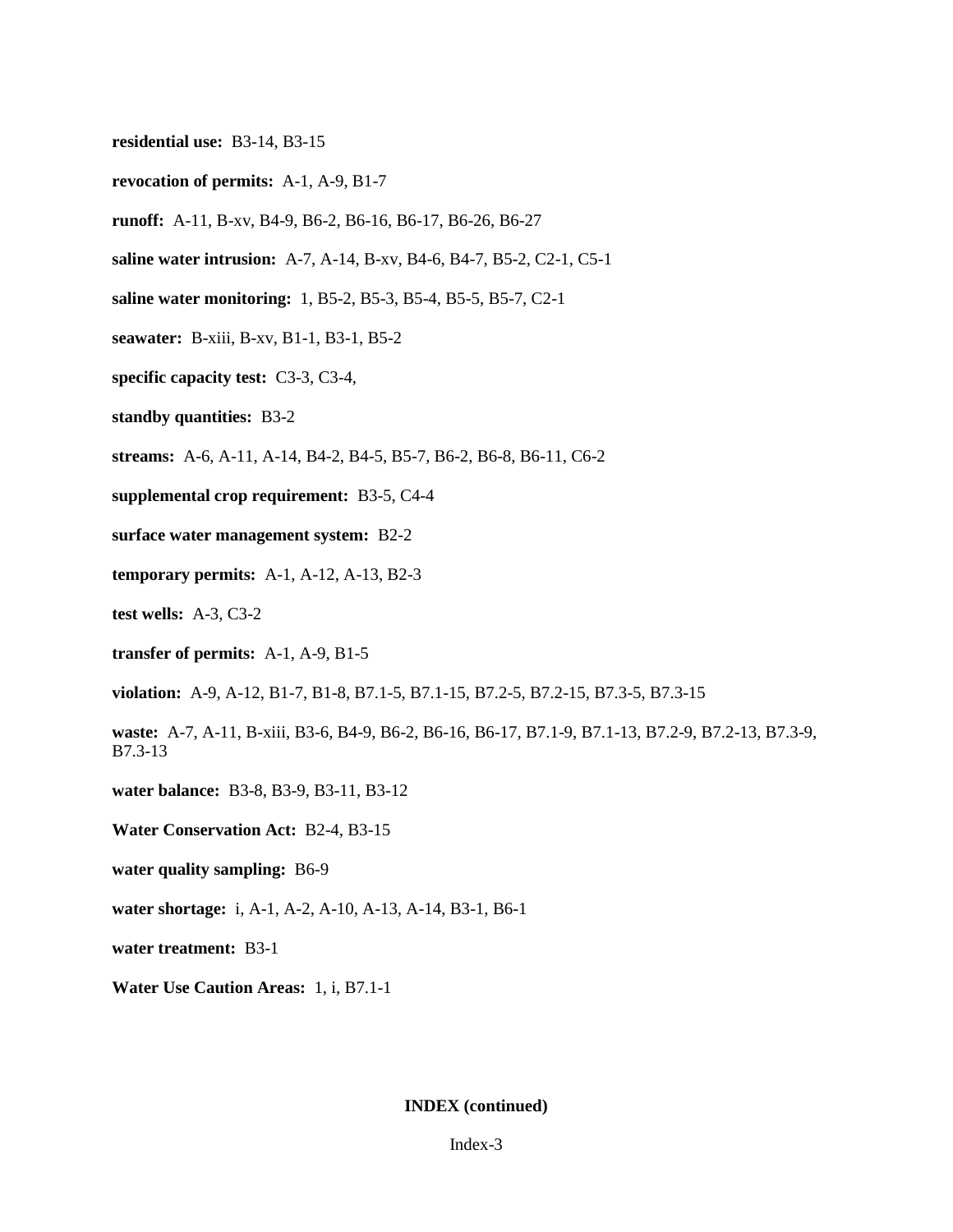**residential use:** B3-14, B3-15

**revocation of permits:** A-1, A-9, B1-7

**runoff:** A-11, B-xv, B4-9, B6-2, B6-16, B6-17, B6-26, B6-27

**saline water intrusion:** A-7, A-14, B-xv, B4-6, B4-7, B5-2, C2-1, C5-1

**saline water monitoring:** 1, B5-2, B5-3, B5-4, B5-5, B5-7, C2-1

**seawater:** B-xiii, B-xv, B1-1, B3-1, B5-2

**specific capacity test:** C3-3, C3-4,

**standby quantities:** B3-2

**streams:** A-6, A-11, A-14, B4-2, B4-5, B5-7, B6-2, B6-8, B6-11, C6-2

**supplemental crop requirement:** B3-5, C4-4

**surface water management system:** B2-2

**temporary permits:** A-1, A-12, A-13, B2-3

**test wells:** A-3, C3-2

**transfer of permits:** A-1, A-9, B1-5

**violation:** A-9, A-12, B1-7, B1-8, B7.1-5, B7.1-15, B7.2-5, B7.2-15, B7.3-5, B7.3-15

**waste:** A-7, A-11, B-xiii, B3-6, B4-9, B6-2, B6-16, B6-17, B7.1-9, B7.1-13, B7.2-9, B7.2-13, B7.3-9, B7.3-13

**water balance:** B3-8, B3-9, B3-11, B3-12

**Water Conservation Act:** B2-4, B3-15

**water quality sampling:** B6-9

**water shortage:** i, A-1, A-2, A-10, A-13, A-14, B3-1, B6-1

**water treatment:** B3-1

**Water Use Caution Areas:** 1, i, B7.1-1

**INDEX (continued)**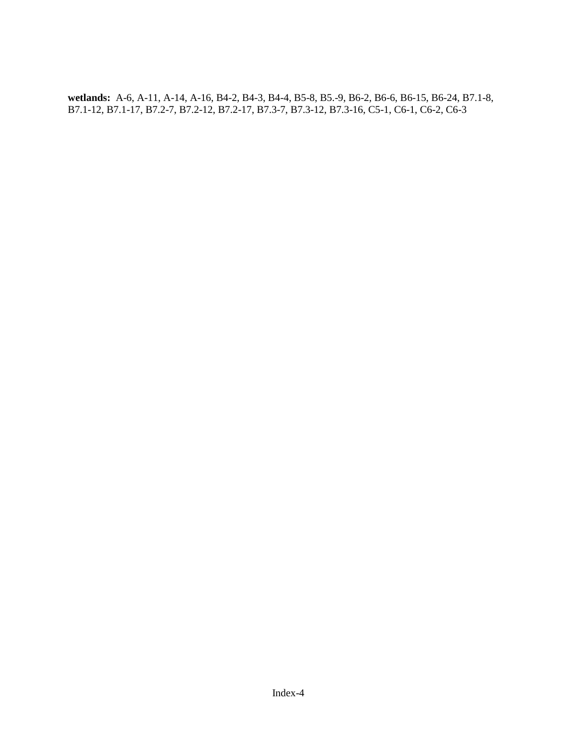**wetlands:** A-6, A-11, A-14, A-16, B4-2, B4-3, B4-4, B5-8, B5.-9, B6-2, B6-6, B6-15, B6-24, B7.1-8, B7.1-12, B7.1-17, B7.2-7, B7.2-12, B7.2-17, B7.3-7, B7.3-12, B7.3-16, C5-1, C6-1, C6-2, C6-3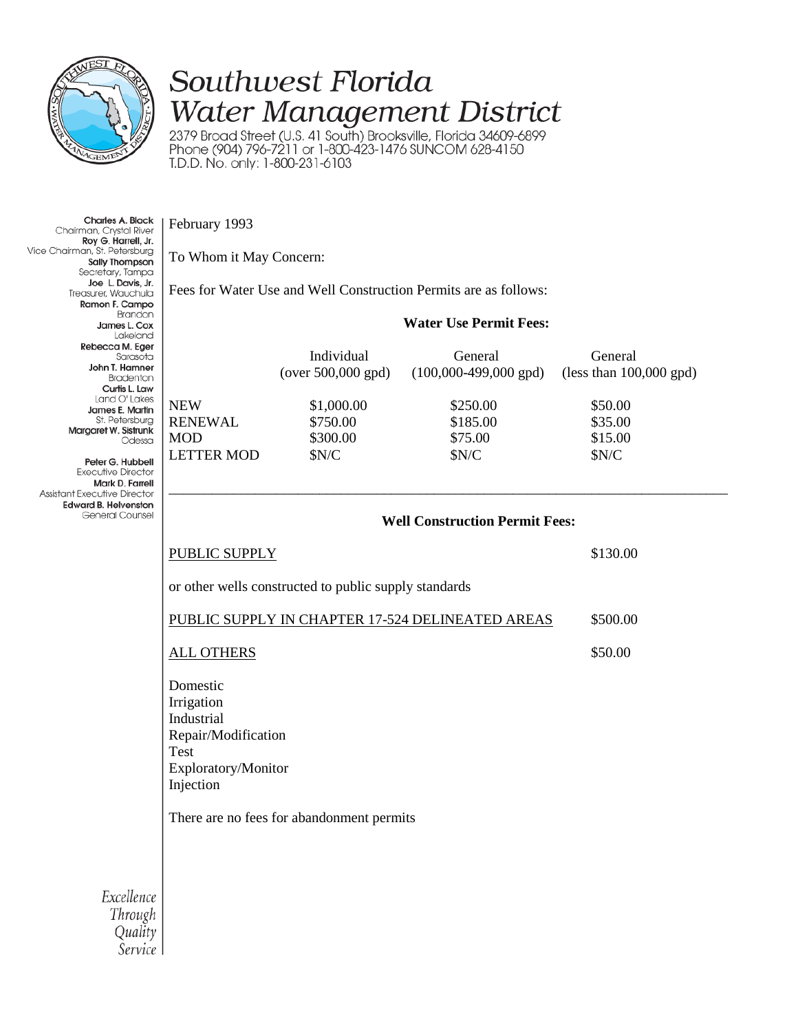# Southwest Florida Water Management District

2379 Broad Street (U.S. 41 South) Brooksville, Florida 34609-6899
Phone (904) 796-7211 or 1-800-423-1476 SUNCOM 628-4150
T.D.D. No. only: 1-800-231-6103

**Charles A. Black**
Chairman, Crystal River
**Roy G. Harrell, Jr.**
Vice Chairman, St. Petersburg
**Sally Thompson**
Secretary, Tampa
**Joe L. Davis, Jr.**
Treasurer, Wauchula
**Ramon F. Campo**
Brandon
**James L. Cox**
Lakeland
**Rebecca M. Eger**
Sarasota
**John T. Hamner**
Bradenton
**Curtis L. Law**
Land O' Lakes
**James E. Martin**
St. Petersburg
**Margaret W. Sistrunk**
Odessa

**Peter G. Hubbell**
Executive Director
**Mark D. Farrell**
Assistant Executive Director
**Edward B. Helvenston**
General Counsel

February 1993

To Whom it May Concern:

Fees for Water Use and Well Construction Permits are as follows:

**Water Use Permit Fees:**

| | Individual (over 500,000 gpd) | General (100,000-499,000 gpd) | General (less than 100,000 gpd) |
|---|---|---|---|
| NEW | $1,000.00 | $250.00 | $50.00 |
| RENEWAL | $750.00 | $185.00 | $35.00 |
| MOD | $300.00 | $75.00 | $15.00 |
| LETTER MOD | $N/C | $N/C | $N/C |

---

**Well Construction Permit Fees:**

PUBLIC SUPPLY — $130.00

or other wells constructed to public supply standards

PUBLIC SUPPLY IN CHAPTER 17-524 DELINEATED AREAS — $500.00

ALL OTHERS — $50.00

Domestic
Irrigation
Industrial
Repair/Modification
Test
Exploratory/Monitor
Injection

There are no fees for abandonment permits

*Excellence Through Quality Service*